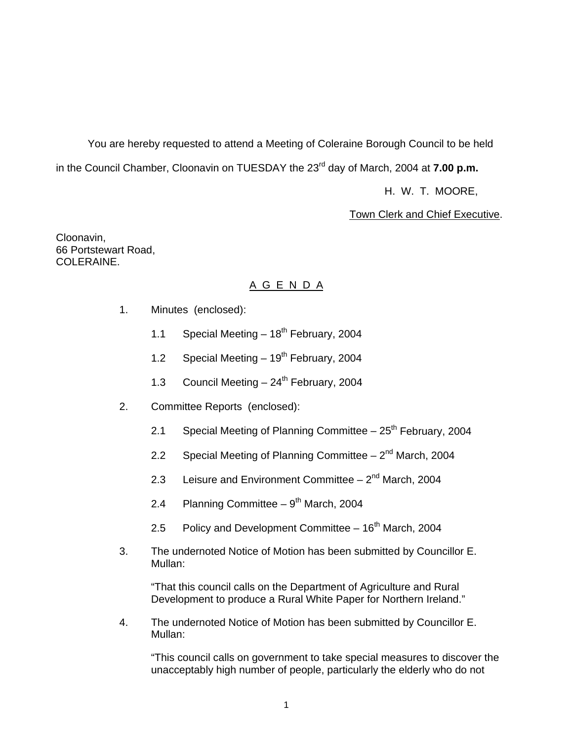You are hereby requested to attend a Meeting of Coleraine Borough Council to be held in the Council Chamber, Cloonavin on TUESDAY the 23rd day of March, 2004 at **7.00 p.m.**

H. W. T. MOORE,

Town Clerk and Chief Executive.

Cloonavin,
66 Portstewart Road,
COLERAINE.

## A G E N D A

1. Minutes (enclosed):

   1.1 Special Meeting – 18th February, 2004

   1.2 Special Meeting – 19th February, 2004

   1.3 Council Meeting – 24th February, 2004

2. Committee Reports (enclosed):

   2.1 Special Meeting of Planning Committee – 25th February, 2004

   2.2 Special Meeting of Planning Committee – 2nd March, 2004

   2.3 Leisure and Environment Committee – 2nd March, 2004

   2.4 Planning Committee – 9th March, 2004

   2.5 Policy and Development Committee – 16th March, 2004

3. The undernoted Notice of Motion has been submitted by Councillor E. Mullan:

   "That this council calls on the Department of Agriculture and Rural Development to produce a Rural White Paper for Northern Ireland."

4. The undernoted Notice of Motion has been submitted by Councillor E. Mullan:

   "This council calls on government to take special measures to discover the unacceptably high number of people, particularly the elderly who do not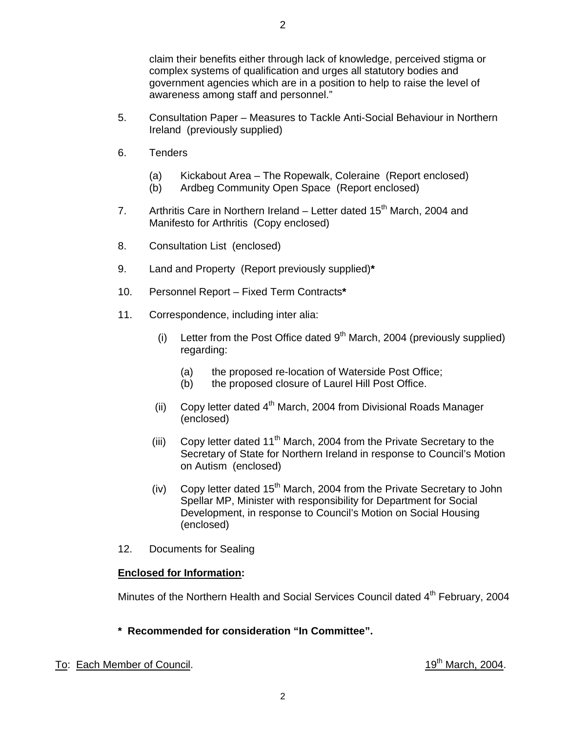claim their benefits either through lack of knowledge, perceived stigma or complex systems of qualification and urges all statutory bodies and government agencies which are in a position to help to raise the level of awareness among staff and personnel."

5. Consultation Paper – Measures to Tackle Anti-Social Behaviour in Northern Ireland (previously supplied)

6. Tenders

   (a) Kickabout Area – The Ropewalk, Coleraine (Report enclosed)
   (b) Ardbeg Community Open Space (Report enclosed)

7. Arthritis Care in Northern Ireland – Letter dated 15th March, 2004 and Manifesto for Arthritis (Copy enclosed)

8. Consultation List (enclosed)

9. Land and Property (Report previously supplied)**\***

10. Personnel Report – Fixed Term Contracts**\***

11. Correspondence, including inter alia:

    (i) Letter from the Post Office dated 9th March, 2004 (previously supplied) regarding:

       (a) the proposed re-location of Waterside Post Office;
       (b) the proposed closure of Laurel Hill Post Office.

    (ii) Copy letter dated 4th March, 2004 from Divisional Roads Manager (enclosed)

    (iii) Copy letter dated 11th March, 2004 from the Private Secretary to the Secretary of State for Northern Ireland in response to Council's Motion on Autism (enclosed)

    (iv) Copy letter dated 15th March, 2004 from the Private Secretary to John Spellar MP, Minister with responsibility for Department for Social Development, in response to Council's Motion on Social Housing (enclosed)

12. Documents for Sealing

**Enclosed for Information:**

Minutes of the Northern Health and Social Services Council dated 4th February, 2004

**\* Recommended for consideration "In Committee".**

To: Each Member of Council. 19th March, 2004.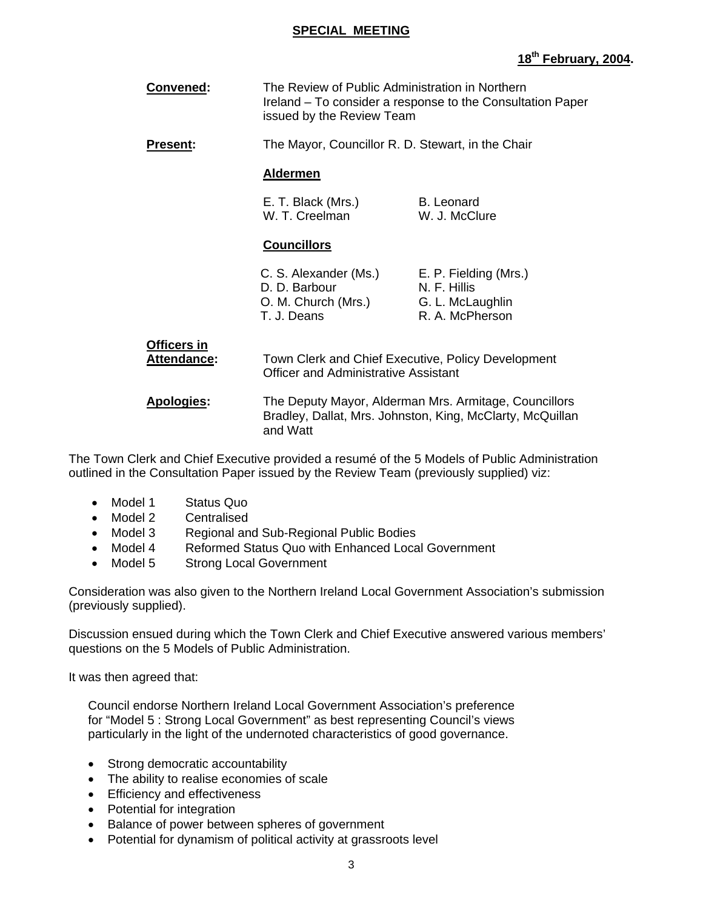## SPECIAL MEETING

**18th February, 2004.**

**Convened:** The Review of Public Administration in Northern Ireland – To consider a response to the Consultation Paper issued by the Review Team

**Present:** The Mayor, Councillor R. D. Stewart, in the Chair

**Aldermen**

| | |
|---|---|
| E. T. Black (Mrs.) | B. Leonard |
| W. T. Creelman | W. J. McClure |

**Councillors**

| | |
|---|---|
| C. S. Alexander (Ms.) | E. P. Fielding (Mrs.) |
| D. D. Barbour | N. F. Hillis |
| O. M. Church (Mrs.) | G. L. McLaughlin |
| T. J. Deans | R. A. McPherson |

**Officers in Attendance:** Town Clerk and Chief Executive, Policy Development Officer and Administrative Assistant

**Apologies:** The Deputy Mayor, Alderman Mrs. Armitage, Councillors Bradley, Dallat, Mrs. Johnston, King, McClarty, McQuillan and Watt

The Town Clerk and Chief Executive provided a resumé of the 5 Models of Public Administration outlined in the Consultation Paper issued by the Review Team (previously supplied) viz:

- Model 1 Status Quo
- Model 2 Centralised
- Model 3 Regional and Sub-Regional Public Bodies
- Model 4 Reformed Status Quo with Enhanced Local Government
- Model 5 Strong Local Government

Consideration was also given to the Northern Ireland Local Government Association's submission (previously supplied).

Discussion ensued during which the Town Clerk and Chief Executive answered various members' questions on the 5 Models of Public Administration.

It was then agreed that:

Council endorse Northern Ireland Local Government Association's preference for "Model 5 : Strong Local Government" as best representing Council's views particularly in the light of the undernoted characteristics of good governance.

- Strong democratic accountability
- The ability to realise economies of scale
- Efficiency and effectiveness
- Potential for integration
- Balance of power between spheres of government
- Potential for dynamism of political activity at grassroots level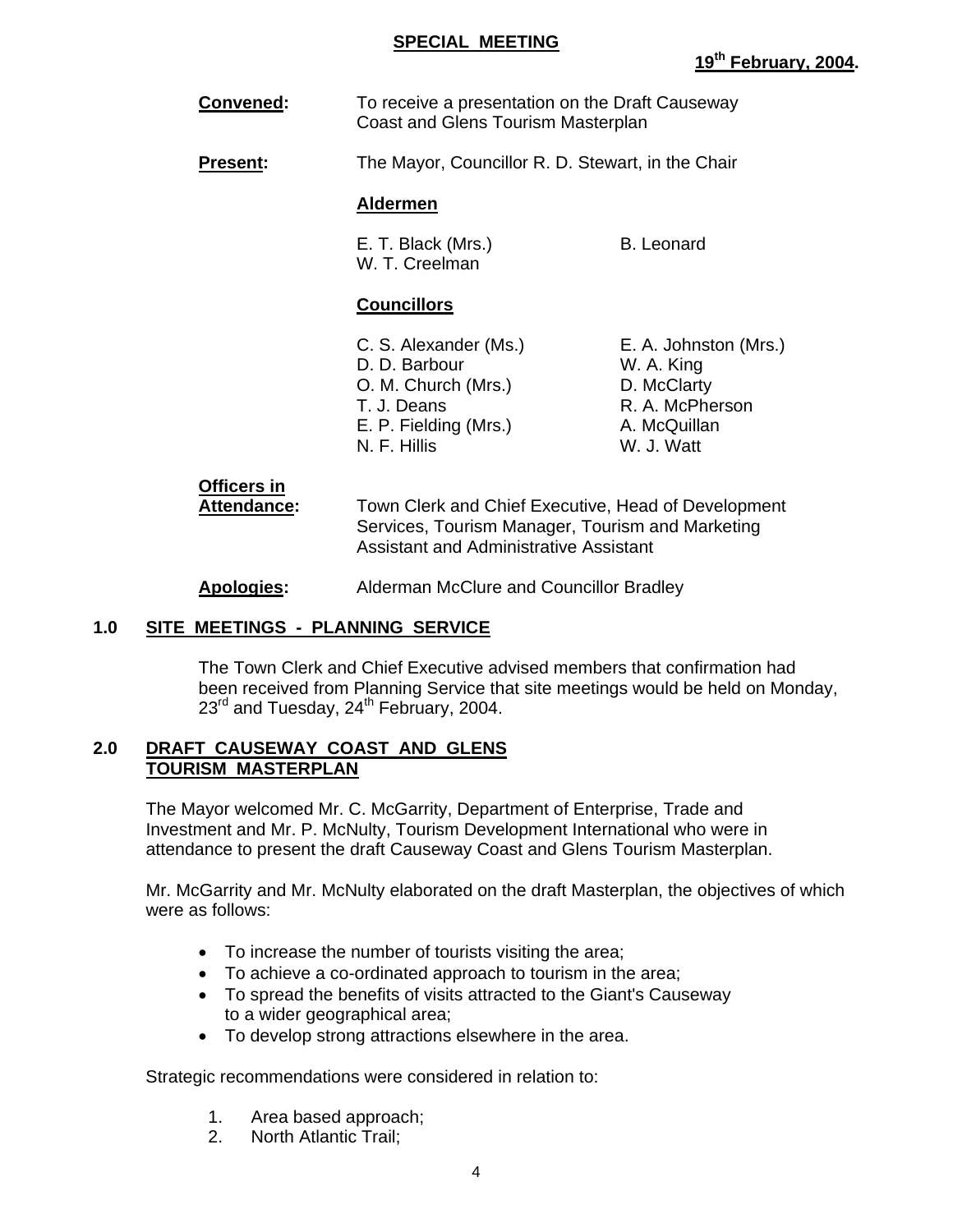**SPECIAL MEETING**

**19th February, 2004.**

**Convened:** To receive a presentation on the Draft Causeway Coast and Glens Tourism Masterplan

**Present:** The Mayor, Councillor R. D. Stewart, in the Chair

**Aldermen**

E. T. Black (Mrs.)
W. T. Creelman
B. Leonard

**Councillors**

C. S. Alexander (Ms.)
D. D. Barbour
O. M. Church (Mrs.)
T. J. Deans
E. P. Fielding (Mrs.)
N. F. Hillis
E. A. Johnston (Mrs.)
W. A. King
D. McClarty
R. A. McPherson
A. McQuillan
W. J. Watt

**Officers in Attendance:** Town Clerk and Chief Executive, Head of Development Services, Tourism Manager, Tourism and Marketing Assistant and Administrative Assistant

**Apologies:** Alderman McClure and Councillor Bradley

## 1.0 SITE MEETINGS - PLANNING SERVICE

The Town Clerk and Chief Executive advised members that confirmation had been received from Planning Service that site meetings would be held on Monday, 23rd and Tuesday, 24th February, 2004.

## 2.0 DRAFT CAUSEWAY COAST AND GLENS TOURISM MASTERPLAN

The Mayor welcomed Mr. C. McGarrity, Department of Enterprise, Trade and Investment and Mr. P. McNulty, Tourism Development International who were in attendance to present the draft Causeway Coast and Glens Tourism Masterplan.

Mr. McGarrity and Mr. McNulty elaborated on the draft Masterplan, the objectives of which were as follows:

- To increase the number of tourists visiting the area;
- To achieve a co-ordinated approach to tourism in the area;
- To spread the benefits of visits attracted to the Giant's Causeway to a wider geographical area;
- To develop strong attractions elsewhere in the area.

Strategic recommendations were considered in relation to:

1. Area based approach;
2. North Atlantic Trail;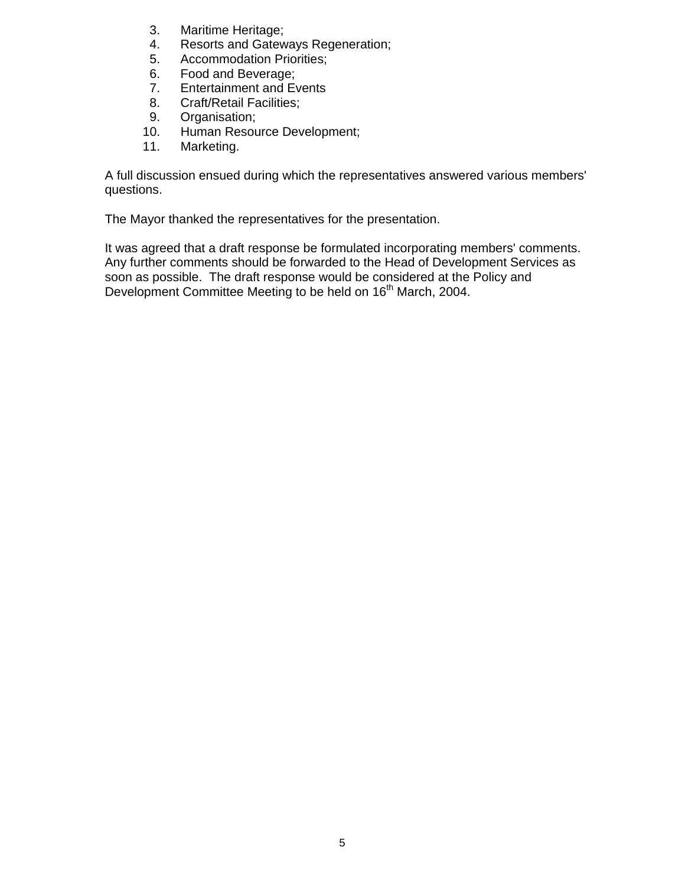3. Maritime Heritage;
4. Resorts and Gateways Regeneration;
5. Accommodation Priorities;
6. Food and Beverage;
7. Entertainment and Events
8. Craft/Retail Facilities;
9. Organisation;
10. Human Resource Development;
11. Marketing.

A full discussion ensued during which the representatives answered various members' questions.

The Mayor thanked the representatives for the presentation.

It was agreed that a draft response be formulated incorporating members' comments. Any further comments should be forwarded to the Head of Development Services as soon as possible. The draft response would be considered at the Policy and Development Committee Meeting to be held on 16th March, 2004.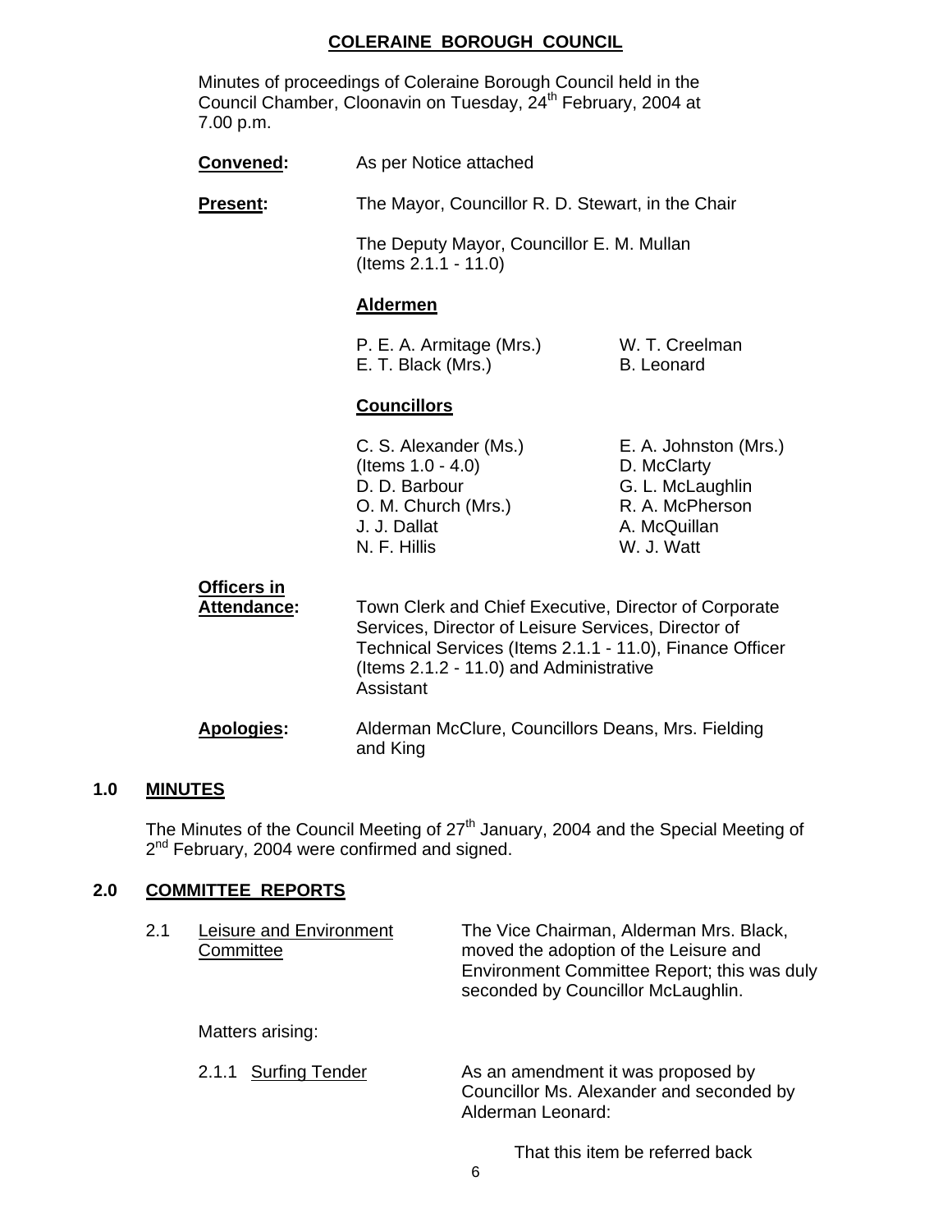# COLERAINE BOROUGH COUNCIL

Minutes of proceedings of Coleraine Borough Council held in the Council Chamber, Cloonavin on Tuesday, 24th February, 2004 at 7.00 p.m.

**Convened:** As per Notice attached

**Present:** The Mayor, Councillor R. D. Stewart, in the Chair

The Deputy Mayor, Councillor E. M. Mullan (Items 2.1.1 - 11.0)

**Aldermen**

P. E. A. Armitage (Mrs.)
E. T. Black (Mrs.)
W. T. Creelman
B. Leonard

**Councillors**

C. S. Alexander (Ms.) (Items 1.0 - 4.0)
D. D. Barbour
O. M. Church (Mrs.)
J. J. Dallat
N. F. Hillis
E. A. Johnston (Mrs.)
D. McClarty
G. L. McLaughlin
R. A. McPherson
A. McQuillan
W. J. Watt

**Officers in Attendance:** Town Clerk and Chief Executive, Director of Corporate Services, Director of Leisure Services, Director of Technical Services (Items 2.1.1 - 11.0), Finance Officer (Items 2.1.2 - 11.0) and Administrative Assistant

**Apologies:** Alderman McClure, Councillors Deans, Mrs. Fielding and King

## 1.0 MINUTES

The Minutes of the Council Meeting of 27th January, 2004 and the Special Meeting of 2nd February, 2004 were confirmed and signed.

## 2.0 COMMITTEE REPORTS

2.1 Leisure and Environment Committee

The Vice Chairman, Alderman Mrs. Black, moved the adoption of the Leisure and Environment Committee Report; this was duly seconded by Councillor McLaughlin.

Matters arising:

2.1.1 Surfing Tender

As an amendment it was proposed by Councillor Ms. Alexander and seconded by Alderman Leonard:

That this item be referred back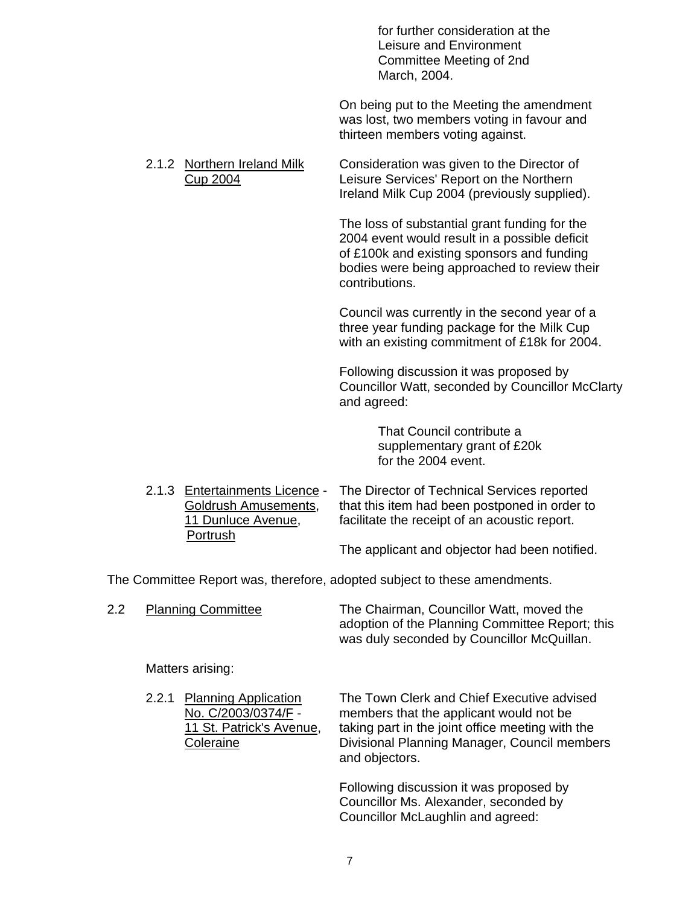for further consideration at the Leisure and Environment Committee Meeting of 2nd March, 2004.

On being put to the Meeting the amendment was lost, two members voting in favour and thirteen members voting against.

2.1.2 Northern Ireland Milk Cup 2004

Consideration was given to the Director of Leisure Services' Report on the Northern Ireland Milk Cup 2004 (previously supplied).

The loss of substantial grant funding for the 2004 event would result in a possible deficit of £100k and existing sponsors and funding bodies were being approached to review their contributions.

Council was currently in the second year of a three year funding package for the Milk Cup with an existing commitment of £18k for 2004.

Following discussion it was proposed by Councillor Watt, seconded by Councillor McClarty and agreed:

> That Council contribute a supplementary grant of £20k for the 2004 event.

2.1.3 Entertainments Licence - Goldrush Amusements, 11 Dunluce Avenue, Portrush

The Director of Technical Services reported that this item had been postponed in order to facilitate the receipt of an acoustic report.

The applicant and objector had been notified.

The Committee Report was, therefore, adopted subject to these amendments.

2.2 Planning Committee

The Chairman, Councillor Watt, moved the adoption of the Planning Committee Report; this was duly seconded by Councillor McQuillan.

Matters arising:

2.2.1 Planning Application No. C/2003/0374/F - 11 St. Patrick's Avenue, Coleraine

The Town Clerk and Chief Executive advised members that the applicant would not be taking part in the joint office meeting with the Divisional Planning Manager, Council members and objectors.

Following discussion it was proposed by Councillor Ms. Alexander, seconded by Councillor McLaughlin and agreed: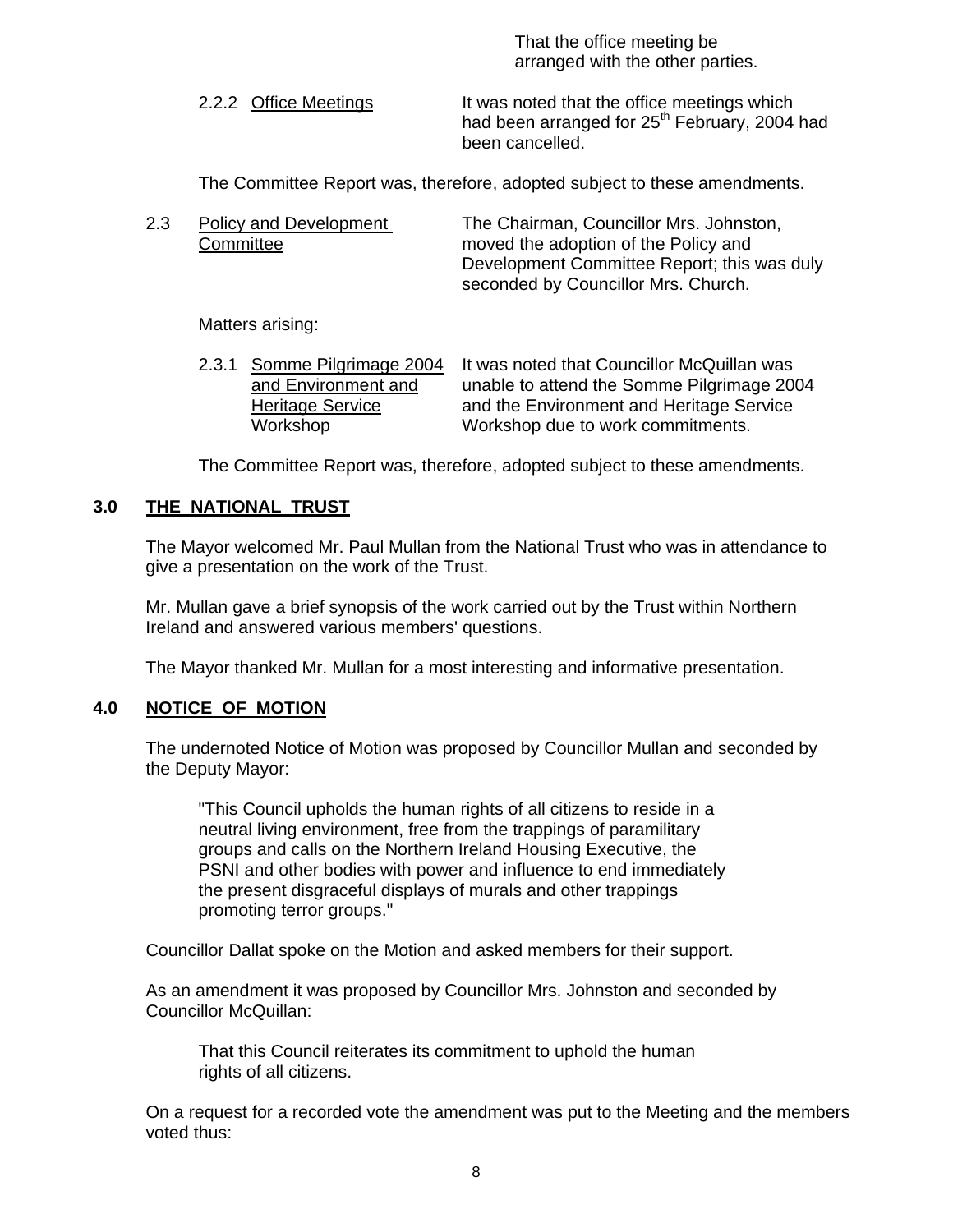That the office meeting be arranged with the other parties.

2.2.2 Office Meetings — It was noted that the office meetings which had been arranged for 25th February, 2004 had been cancelled.

The Committee Report was, therefore, adopted subject to these amendments.

2.3 Policy and Development Committee — The Chairman, Councillor Mrs. Johnston, moved the adoption of the Policy and Development Committee Report; this was duly seconded by Councillor Mrs. Church.

Matters arising:

2.3.1 Somme Pilgrimage 2004 and Environment and Heritage Service Workshop — It was noted that Councillor McQuillan was unable to attend the Somme Pilgrimage 2004 and the Environment and Heritage Service Workshop due to work commitments.

The Committee Report was, therefore, adopted subject to these amendments.

## 3.0 THE NATIONAL TRUST

The Mayor welcomed Mr. Paul Mullan from the National Trust who was in attendance to give a presentation on the work of the Trust.

Mr. Mullan gave a brief synopsis of the work carried out by the Trust within Northern Ireland and answered various members' questions.

The Mayor thanked Mr. Mullan for a most interesting and informative presentation.

## 4.0 NOTICE OF MOTION

The undernoted Notice of Motion was proposed by Councillor Mullan and seconded by the Deputy Mayor:

> "This Council upholds the human rights of all citizens to reside in a neutral living environment, free from the trappings of paramilitary groups and calls on the Northern Ireland Housing Executive, the PSNI and other bodies with power and influence to end immediately the present disgraceful displays of murals and other trappings promoting terror groups."

Councillor Dallat spoke on the Motion and asked members for their support.

As an amendment it was proposed by Councillor Mrs. Johnston and seconded by Councillor McQuillan:

> That this Council reiterates its commitment to uphold the human rights of all citizens.

On a request for a recorded vote the amendment was put to the Meeting and the members voted thus: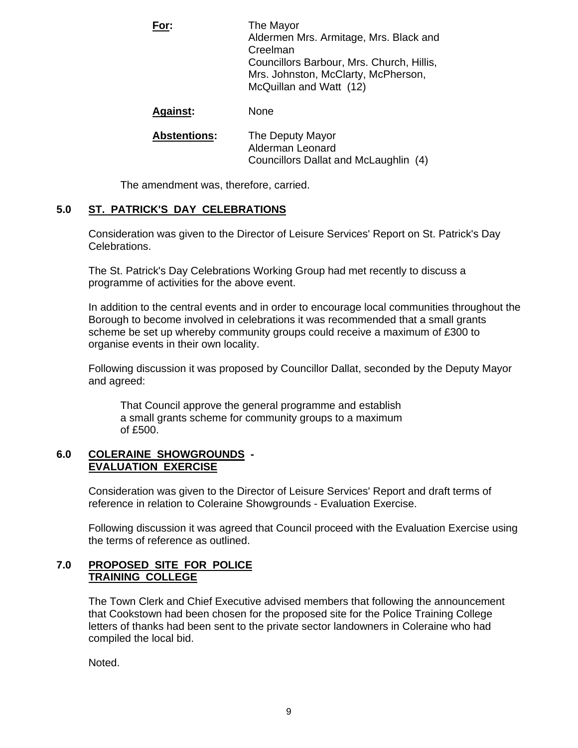**For:** The Mayor
Aldermen Mrs. Armitage, Mrs. Black and Creelman
Councillors Barbour, Mrs. Church, Hillis, Mrs. Johnston, McClarty, McPherson, McQuillan and Watt (12)

**Against:** None

**Abstentions:** The Deputy Mayor
Alderman Leonard
Councillors Dallat and McLaughlin (4)

The amendment was, therefore, carried.

## 5.0 ST. PATRICK'S DAY CELEBRATIONS

Consideration was given to the Director of Leisure Services' Report on St. Patrick's Day Celebrations.

The St. Patrick's Day Celebrations Working Group had met recently to discuss a programme of activities for the above event.

In addition to the central events and in order to encourage local communities throughout the Borough to become involved in celebrations it was recommended that a small grants scheme be set up whereby community groups could receive a maximum of £300 to organise events in their own locality.

Following discussion it was proposed by Councillor Dallat, seconded by the Deputy Mayor and agreed:

> That Council approve the general programme and establish a small grants scheme for community groups to a maximum of £500.

## 6.0 COLERAINE SHOWGROUNDS - EVALUATION EXERCISE

Consideration was given to the Director of Leisure Services' Report and draft terms of reference in relation to Coleraine Showgrounds - Evaluation Exercise.

Following discussion it was agreed that Council proceed with the Evaluation Exercise using the terms of reference as outlined.

## 7.0 PROPOSED SITE FOR POLICE TRAINING COLLEGE

The Town Clerk and Chief Executive advised members that following the announcement that Cookstown had been chosen for the proposed site for the Police Training College letters of thanks had been sent to the private sector landowners in Coleraine who had compiled the local bid.

Noted.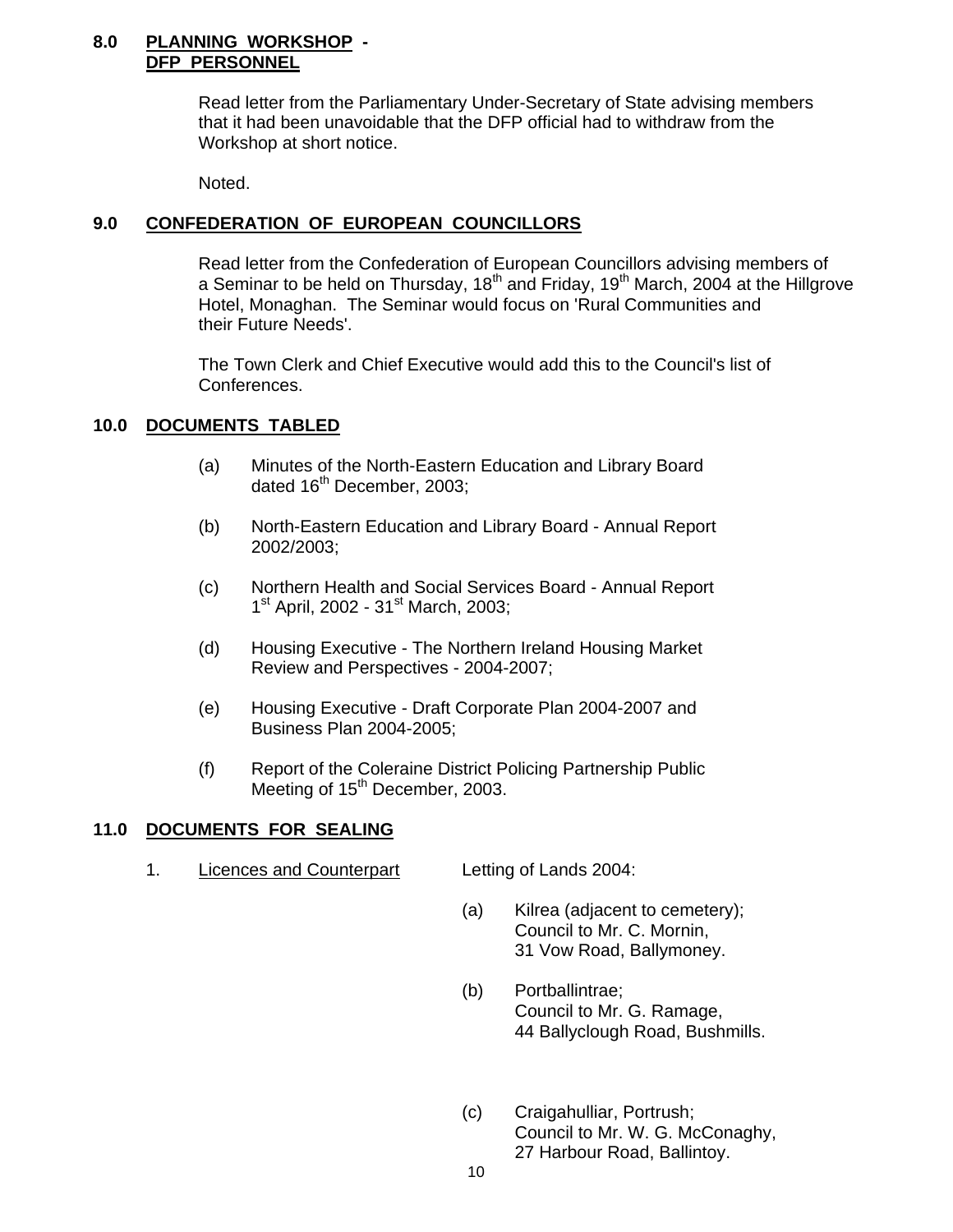## 8.0 PLANNING WORKSHOP - DFP PERSONNEL

Read letter from the Parliamentary Under-Secretary of State advising members that it had been unavoidable that the DFP official had to withdraw from the Workshop at short notice.

Noted.

## 9.0 CONFEDERATION OF EUROPEAN COUNCILLORS

Read letter from the Confederation of European Councillors advising members of a Seminar to be held on Thursday, 18th and Friday, 19th March, 2004 at the Hillgrove Hotel, Monaghan. The Seminar would focus on 'Rural Communities and their Future Needs'.

The Town Clerk and Chief Executive would add this to the Council's list of Conferences.

## 10.0 DOCUMENTS TABLED

(a) Minutes of the North-Eastern Education and Library Board dated 16th December, 2003;

(b) North-Eastern Education and Library Board - Annual Report 2002/2003;

(c) Northern Health and Social Services Board - Annual Report 1st April, 2002 - 31st March, 2003;

(d) Housing Executive - The Northern Ireland Housing Market Review and Perspectives - 2004-2007;

(e) Housing Executive - Draft Corporate Plan 2004-2007 and Business Plan 2004-2005;

(f) Report of the Coleraine District Policing Partnership Public Meeting of 15th December, 2003.

## 11.0 DOCUMENTS FOR SEALING

1. Licences and Counterpart — Letting of Lands 2004:

(a) Kilrea (adjacent to cemetery);
Council to Mr. C. Mornin,
31 Vow Road, Ballymoney.

(b) Portballintrae;
Council to Mr. G. Ramage,
44 Ballyclough Road, Bushmills.

(c) Craigahulliar, Portrush;
Council to Mr. W. G. McConaghy,
27 Harbour Road, Ballintoy.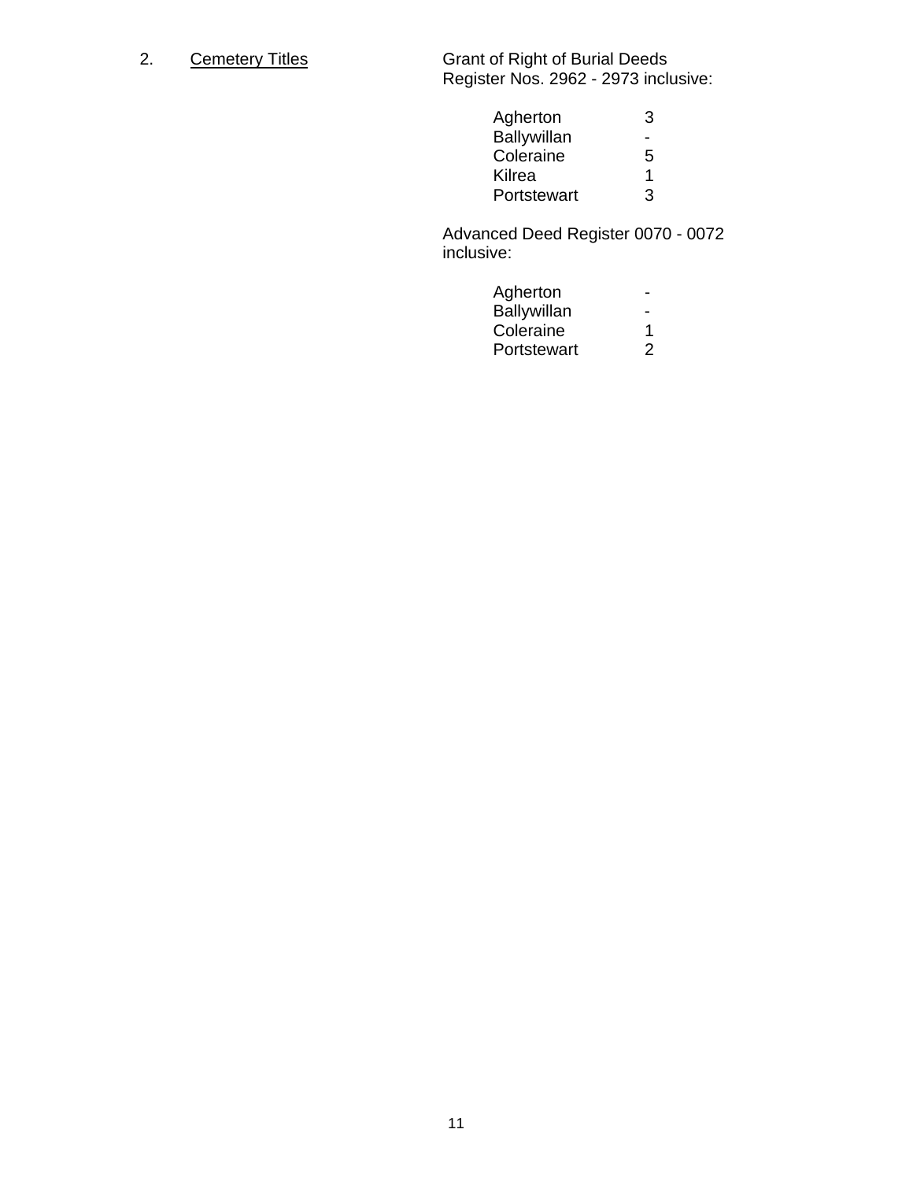2. <u>Cemetery Titles</u>

Grant of Right of Burial Deeds
Register Nos. 2962 - 2973 inclusive:

| | |
|---|---|
| Agherton | 3 |
| Ballywillan | - |
| Coleraine | 5 |
| Kilrea | 1 |
| Portstewart | 3 |

Advanced Deed Register 0070 - 0072 inclusive:

| | |
|---|---|
| Agherton | - |
| Ballywillan | - |
| Coleraine | 1 |
| Portstewart | 2 |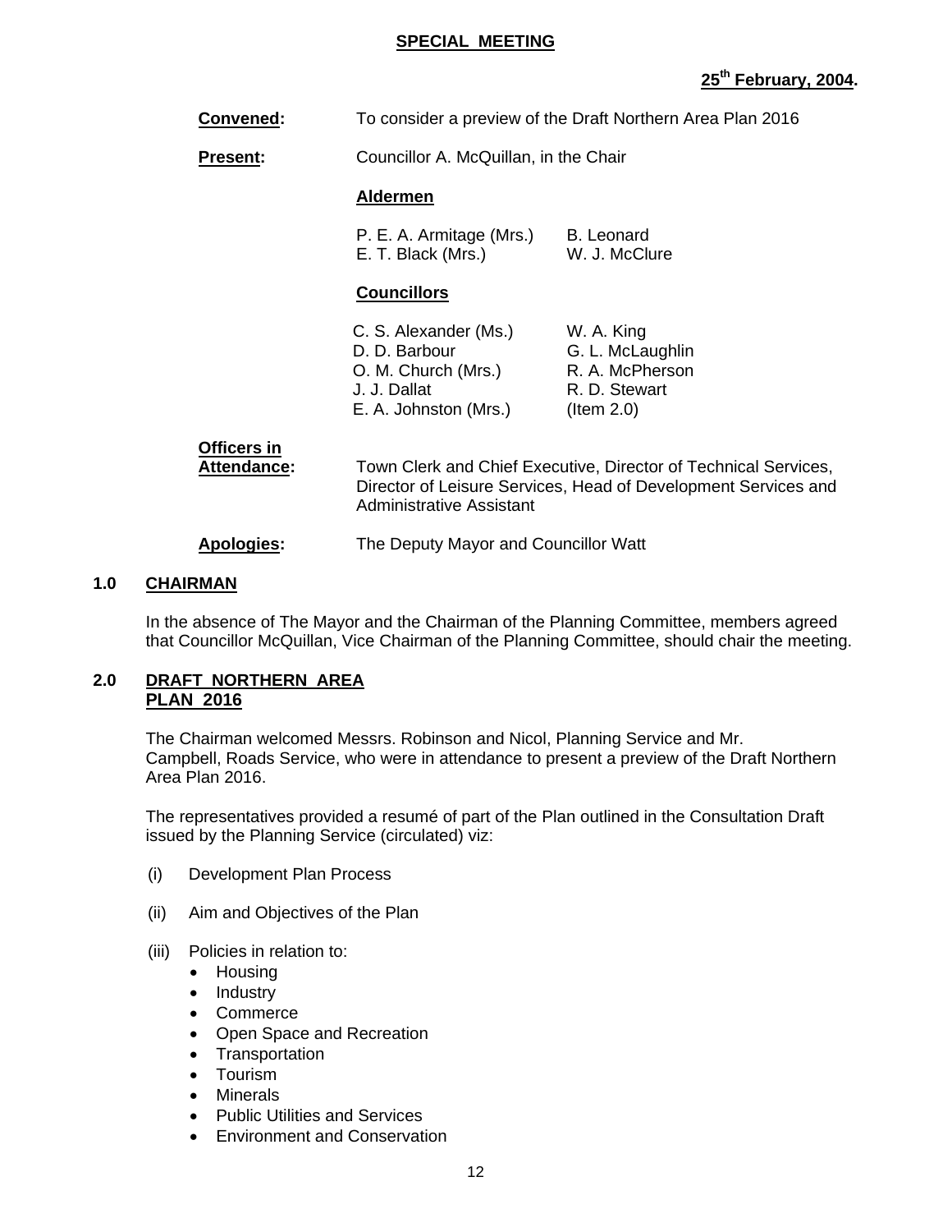**SPECIAL MEETING**

**25th February, 2004.**

**Convened:** To consider a preview of the Draft Northern Area Plan 2016

**Present:** Councillor A. McQuillan, in the Chair

**Aldermen**

P. E. A. Armitage (Mrs.) B. Leonard
E. T. Black (Mrs.) W. J. McClure

**Councillors**

C. S. Alexander (Ms.) W. A. King
D. D. Barbour G. L. McLaughlin
O. M. Church (Mrs.) R. A. McPherson
J. J. Dallat R. D. Stewart
E. A. Johnston (Mrs.) (Item 2.0)

**Officers in Attendance:** Town Clerk and Chief Executive, Director of Technical Services, Director of Leisure Services, Head of Development Services and Administrative Assistant

**Apologies:** The Deputy Mayor and Councillor Watt

## 1.0 CHAIRMAN

In the absence of The Mayor and the Chairman of the Planning Committee, members agreed that Councillor McQuillan, Vice Chairman of the Planning Committee, should chair the meeting.

## 2.0 DRAFT NORTHERN AREA PLAN 2016

The Chairman welcomed Messrs. Robinson and Nicol, Planning Service and Mr. Campbell, Roads Service, who were in attendance to present a preview of the Draft Northern Area Plan 2016.

The representatives provided a resumé of part of the Plan outlined in the Consultation Draft issued by the Planning Service (circulated) viz:

(i) Development Plan Process

(ii) Aim and Objectives of the Plan

(iii) Policies in relation to:
- Housing
- Industry
- Commerce
- Open Space and Recreation
- Transportation
- Tourism
- Minerals
- Public Utilities and Services
- Environment and Conservation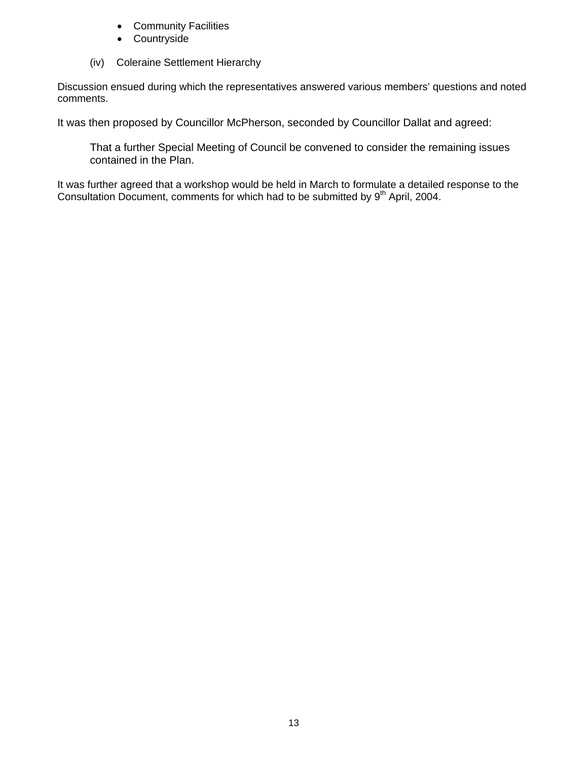- Community Facilities
- Countryside

(iv) Coleraine Settlement Hierarchy

Discussion ensued during which the representatives answered various members' questions and noted comments.

It was then proposed by Councillor McPherson, seconded by Councillor Dallat and agreed:

> That a further Special Meeting of Council be convened to consider the remaining issues contained in the Plan.

It was further agreed that a workshop would be held in March to formulate a detailed response to the Consultation Document, comments for which had to be submitted by 9th April, 2004.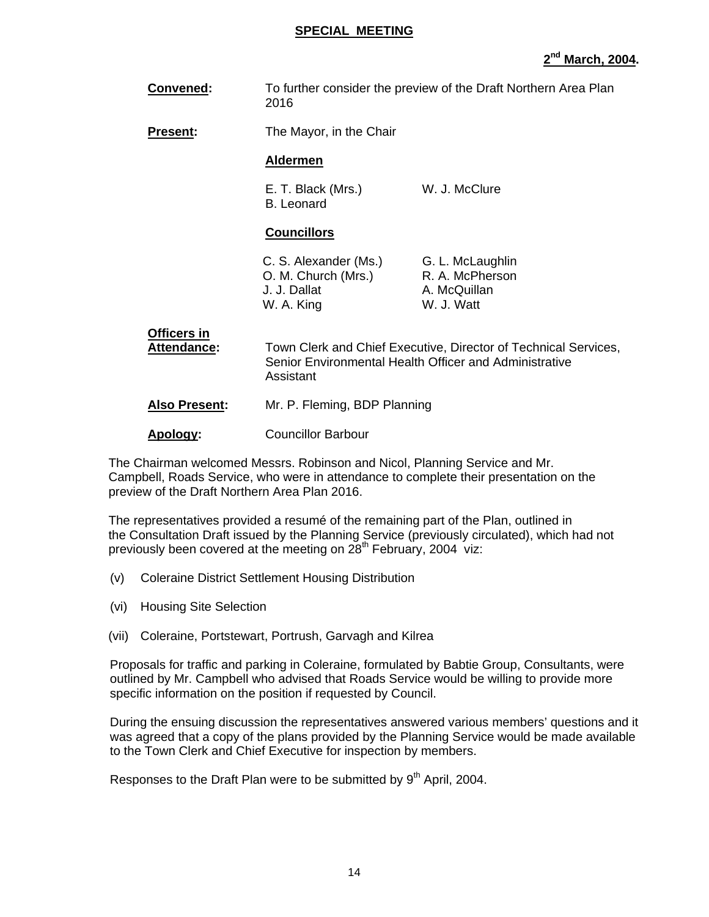## SPECIAL MEETING

**2nd March, 2004.**

**Convened:** To further consider the preview of the Draft Northern Area Plan 2016

**Present:** The Mayor, in the Chair

**Aldermen**

| | |
|---|---|
| E. T. Black (Mrs.) | W. J. McClure |
| B. Leonard | |

**Councillors**

| | |
|---|---|
| C. S. Alexander (Ms.) | G. L. McLaughlin |
| O. M. Church (Mrs.) | R. A. McPherson |
| J. J. Dallat | A. McQuillan |
| W. A. King | W. J. Watt |

**Officers in Attendance:** Town Clerk and Chief Executive, Director of Technical Services, Senior Environmental Health Officer and Administrative Assistant

**Also Present:** Mr. P. Fleming, BDP Planning

**Apology:** Councillor Barbour

The Chairman welcomed Messrs. Robinson and Nicol, Planning Service and Mr. Campbell, Roads Service, who were in attendance to complete their presentation on the preview of the Draft Northern Area Plan 2016.

The representatives provided a resumé of the remaining part of the Plan, outlined in the Consultation Draft issued by the Planning Service (previously circulated), which had not previously been covered at the meeting on 28th February, 2004 viz:

(v) Coleraine District Settlement Housing Distribution

(vi) Housing Site Selection

(vii) Coleraine, Portstewart, Portrush, Garvagh and Kilrea

Proposals for traffic and parking in Coleraine, formulated by Babtie Group, Consultants, were outlined by Mr. Campbell who advised that Roads Service would be willing to provide more specific information on the position if requested by Council.

During the ensuing discussion the representatives answered various members' questions and it was agreed that a copy of the plans provided by the Planning Service would be made available to the Town Clerk and Chief Executive for inspection by members.

Responses to the Draft Plan were to be submitted by 9th April, 2004.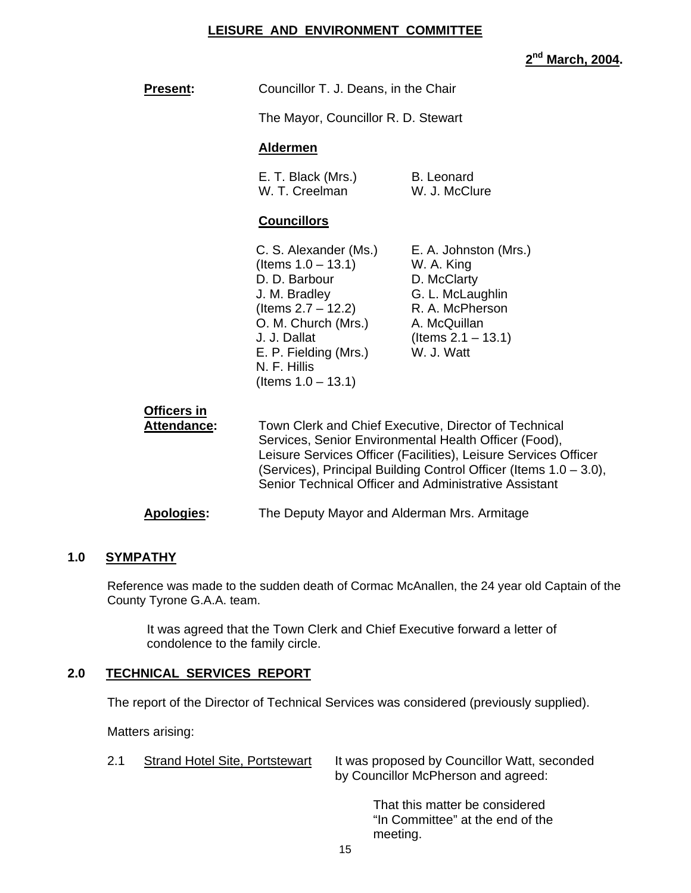# LEISURE AND ENVIRONMENT COMMITTEE

**2nd March, 2004.**

**Present:** Councillor T. J. Deans, in the Chair

The Mayor, Councillor R. D. Stewart

**Aldermen**

E. T. Black (Mrs.)
B. Leonard
W. T. Creelman
W. J. McClure

**Councillors**

C. S. Alexander (Ms.) (Items 1.0 – 13.1)
D. D. Barbour
J. M. Bradley (Items 2.7 – 12.2)
O. M. Church (Mrs.)
J. J. Dallat
E. P. Fielding (Mrs.)
N. F. Hillis (Items 1.0 – 13.1)
E. A. Johnston (Mrs.)
W. A. King
D. McClarty
G. L. McLaughlin
R. A. McPherson
A. McQuillan (Items 2.1 – 13.1)
W. J. Watt

**Officers in Attendance:** Town Clerk and Chief Executive, Director of Technical Services, Senior Environmental Health Officer (Food), Leisure Services Officer (Facilities), Leisure Services Officer (Services), Principal Building Control Officer (Items 1.0 – 3.0), Senior Technical Officer and Administrative Assistant

**Apologies:** The Deputy Mayor and Alderman Mrs. Armitage

## 1.0 SYMPATHY

Reference was made to the sudden death of Cormac McAnallen, the 24 year old Captain of the County Tyrone G.A.A. team.

It was agreed that the Town Clerk and Chief Executive forward a letter of condolence to the family circle.

## 2.0 TECHNICAL SERVICES REPORT

The report of the Director of Technical Services was considered (previously supplied).

Matters arising:

2.1 Strand Hotel Site, Portstewart

It was proposed by Councillor Watt, seconded by Councillor McPherson and agreed:

That this matter be considered "In Committee" at the end of the meeting.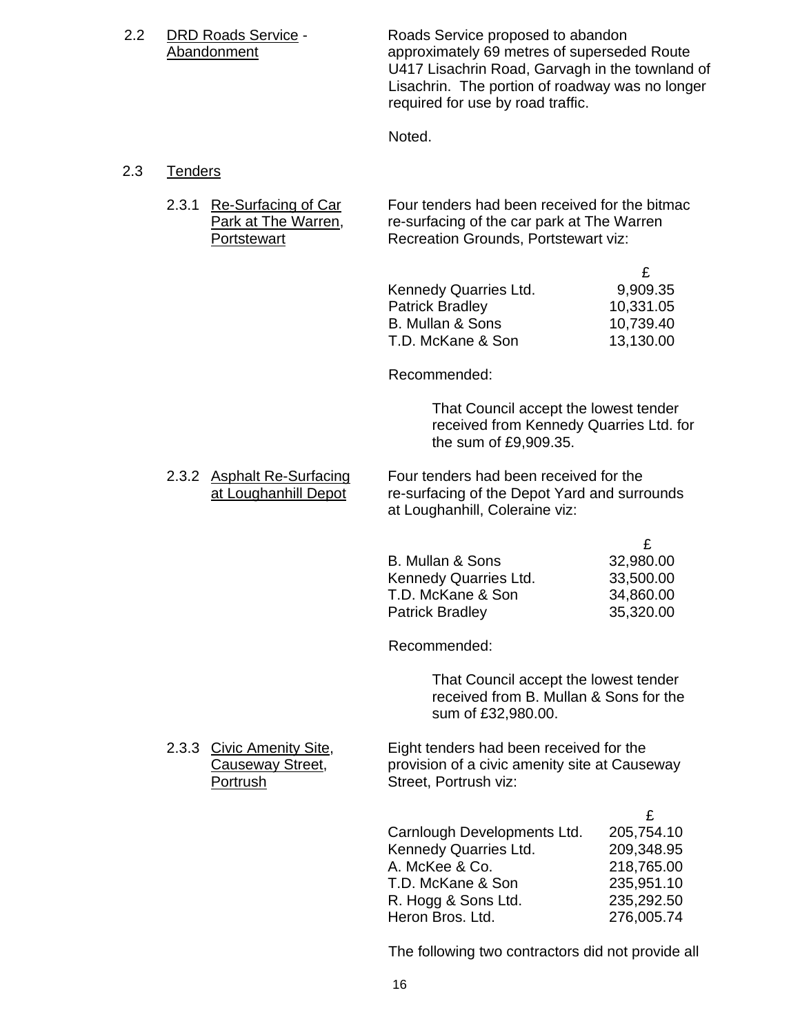2.2 DRD Roads Service - Abandonment

Roads Service proposed to abandon approximately 69 metres of superseded Route U417 Lisachrin Road, Garvagh in the townland of Lisachrin. The portion of roadway was no longer required for use by road traffic.

Noted.

2.3 Tenders

2.3.1 Re-Surfacing of Car Park at The Warren, Portstewart

Four tenders had been received for the bitmac re-surfacing of the car park at The Warren Recreation Grounds, Portstewart viz:

| | £ |
|---|---|
| Kennedy Quarries Ltd. | 9,909.35 |
| Patrick Bradley | 10,331.05 |
| B. Mullan & Sons | 10,739.40 |
| T.D. McKane & Son | 13,130.00 |

Recommended:

That Council accept the lowest tender received from Kennedy Quarries Ltd. for the sum of £9,909.35.

2.3.2 Asphalt Re-Surfacing at Loughanhill Depot

Four tenders had been received for the re-surfacing of the Depot Yard and surrounds at Loughanhill, Coleraine viz:

| | £ |
|---|---|
| B. Mullan & Sons | 32,980.00 |
| Kennedy Quarries Ltd. | 33,500.00 |
| T.D. McKane & Son | 34,860.00 |
| Patrick Bradley | 35,320.00 |

Recommended:

That Council accept the lowest tender received from B. Mullan & Sons for the sum of £32,980.00.

2.3.3 Civic Amenity Site, Causeway Street, Portrush

Eight tenders had been received for the provision of a civic amenity site at Causeway Street, Portrush viz:

| | £ |
|---|---|
| Carnlough Developments Ltd. | 205,754.10 |
| Kennedy Quarries Ltd. | 209,348.95 |
| A. McKee & Co. | 218,765.00 |
| T.D. McKane & Son | 235,951.10 |
| R. Hogg & Sons Ltd. | 235,292.50 |
| Heron Bros. Ltd. | 276,005.74 |

The following two contractors did not provide all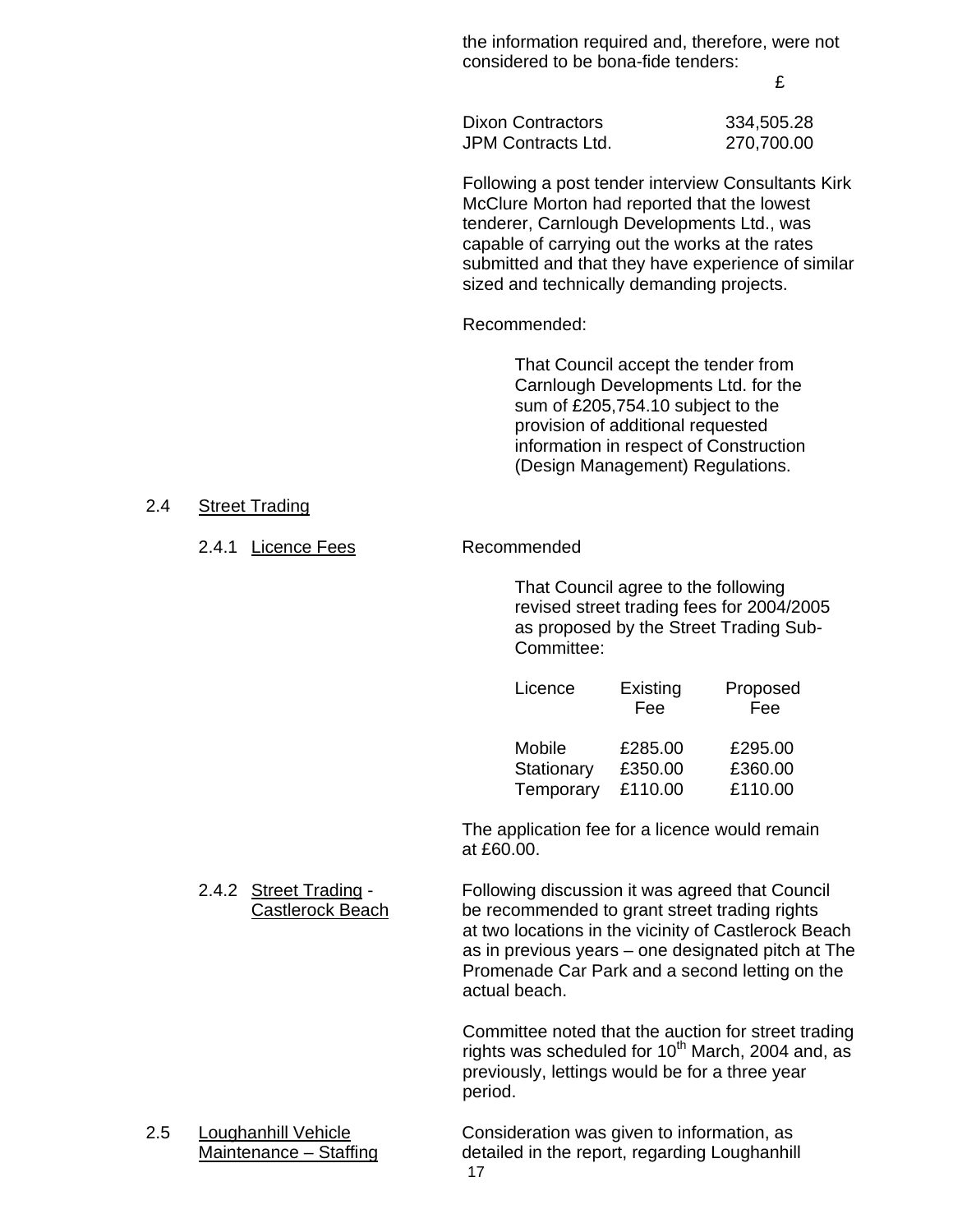the information required and, therefore, were not considered to be bona-fide tenders:

| | £ |
|---|---|
| Dixon Contractors | 334,505.28 |
| JPM Contracts Ltd. | 270,700.00 |

Following a post tender interview Consultants Kirk McClure Morton had reported that the lowest tenderer, Carnlough Developments Ltd., was capable of carrying out the works at the rates submitted and that they have experience of similar sized and technically demanding projects.

Recommended:

> That Council accept the tender from Carnlough Developments Ltd. for the sum of £205,754.10 subject to the provision of additional requested information in respect of Construction (Design Management) Regulations.

2.4 Street Trading

2.4.1 Licence Fees

Recommended

> That Council agree to the following revised street trading fees for 2004/2005 as proposed by the Street Trading Sub-Committee:

| Licence | Existing Fee | Proposed Fee |
|---|---|---|
| Mobile | £285.00 | £295.00 |
| Stationary | £350.00 | £360.00 |
| Temporary | £110.00 | £110.00 |

The application fee for a licence would remain at £60.00.

2.4.2 Street Trading - Castlerock Beach

Following discussion it was agreed that Council be recommended to grant street trading rights at two locations in the vicinity of Castlerock Beach as in previous years – one designated pitch at The Promenade Car Park and a second letting on the actual beach.

Committee noted that the auction for street trading rights was scheduled for 10th March, 2004 and, as previously, lettings would be for a three year period.

2.5 Loughanhill Vehicle Maintenance – Staffing

Consideration was given to information, as detailed in the report, regarding Loughanhill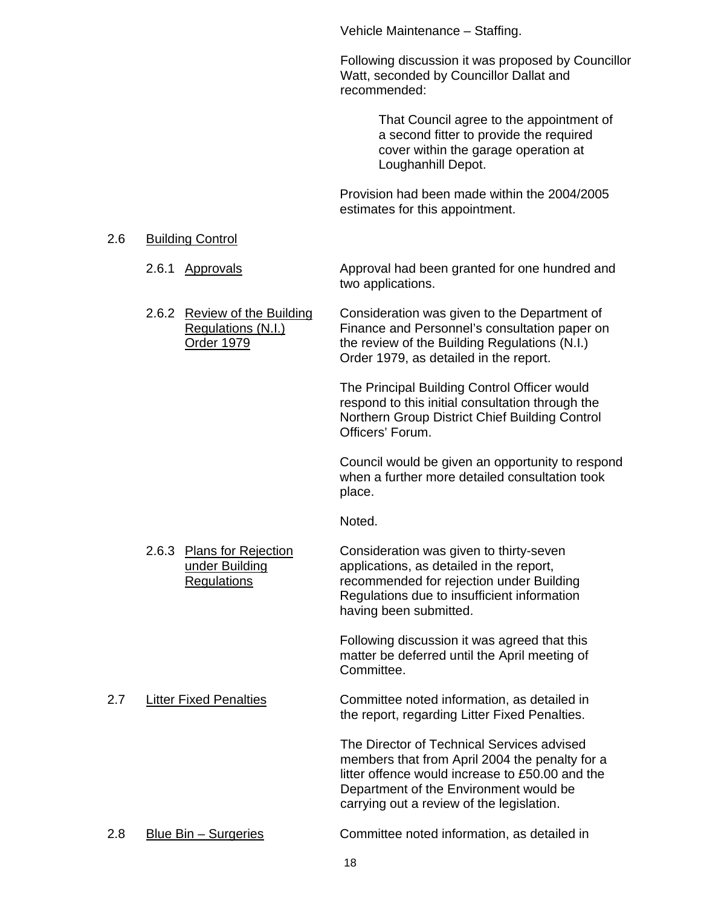Vehicle Maintenance – Staffing.

Following discussion it was proposed by Councillor Watt, seconded by Councillor Dallat and recommended:

> That Council agree to the appointment of a second fitter to provide the required cover within the garage operation at Loughanhill Depot.

Provision had been made within the 2004/2005 estimates for this appointment.

2.6 Building Control

2.6.1 Approvals

Approval had been granted for one hundred and two applications.

2.6.2 Review of the Building Regulations (N.I.) Order 1979

Consideration was given to the Department of Finance and Personnel's consultation paper on the review of the Building Regulations (N.I.) Order 1979, as detailed in the report.

The Principal Building Control Officer would respond to this initial consultation through the Northern Group District Chief Building Control Officers' Forum.

Council would be given an opportunity to respond when a further more detailed consultation took place.

Noted.

2.6.3 Plans for Rejection under Building Regulations

Consideration was given to thirty-seven applications, as detailed in the report, recommended for rejection under Building Regulations due to insufficient information having been submitted.

Following discussion it was agreed that this matter be deferred until the April meeting of Committee.

2.7 Litter Fixed Penalties

Committee noted information, as detailed in the report, regarding Litter Fixed Penalties.

The Director of Technical Services advised members that from April 2004 the penalty for a litter offence would increase to £50.00 and the Department of the Environment would be carrying out a review of the legislation.

2.8 Blue Bin – Surgeries

Committee noted information, as detailed in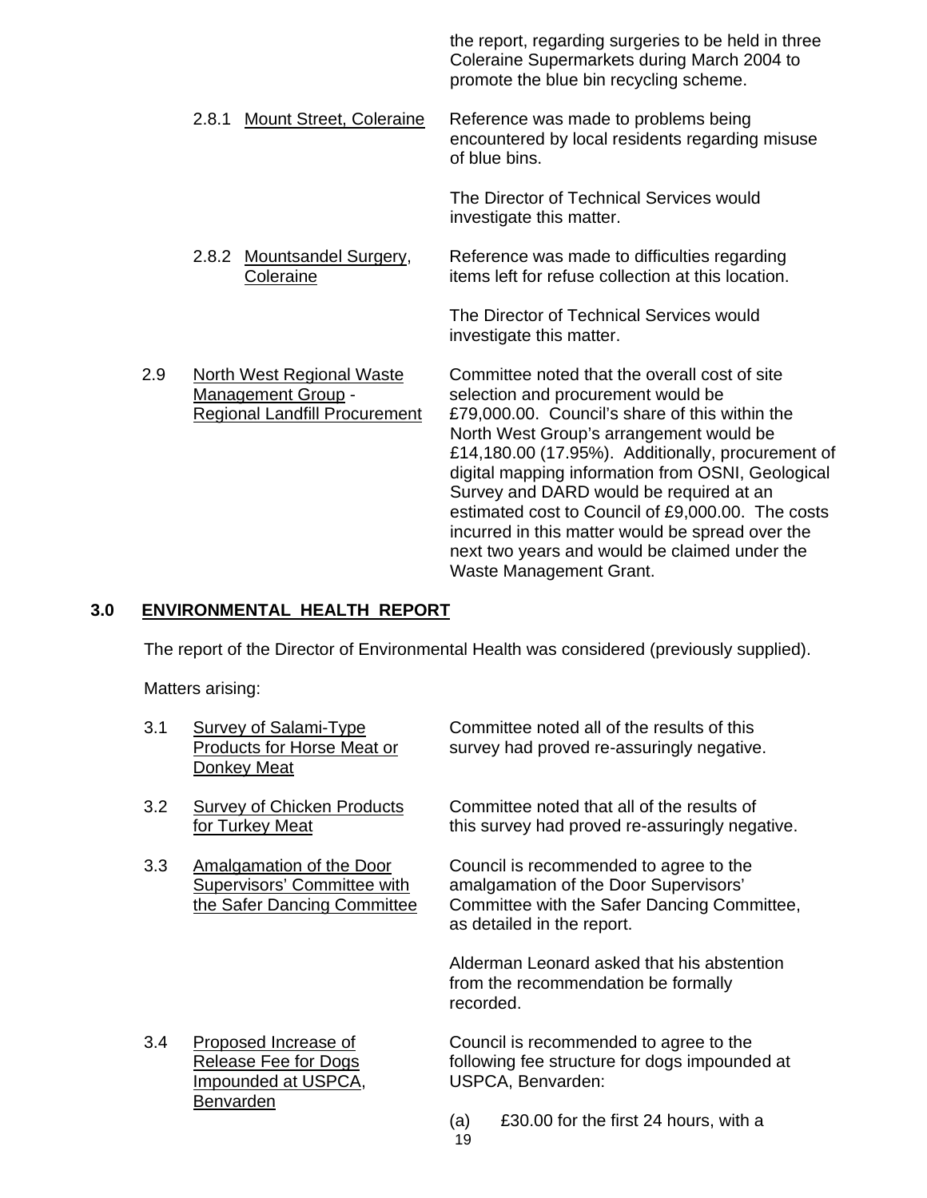the report, regarding surgeries to be held in three Coleraine Supermarkets during March 2004 to promote the blue bin recycling scheme.

2.8.1 Mount Street, Coleraine — Reference was made to problems being encountered by local residents regarding misuse of blue bins.

The Director of Technical Services would investigate this matter.

2.8.2 Mountsandel Surgery, Coleraine — Reference was made to difficulties regarding items left for refuse collection at this location.

The Director of Technical Services would investigate this matter.

2.9 North West Regional Waste Management Group - Regional Landfill Procurement — Committee noted that the overall cost of site selection and procurement would be £79,000.00. Council's share of this within the North West Group's arrangement would be £14,180.00 (17.95%). Additionally, procurement of digital mapping information from OSNI, Geological Survey and DARD would be required at an estimated cost to Council of £9,000.00. The costs incurred in this matter would be spread over the next two years and would be claimed under the Waste Management Grant.

## 3.0 ENVIRONMENTAL HEALTH REPORT

The report of the Director of Environmental Health was considered (previously supplied).

Matters arising:

3.1 Survey of Salami-Type Products for Horse Meat or Donkey Meat — Committee noted all of the results of this survey had proved re-assuringly negative.

3.2 Survey of Chicken Products for Turkey Meat — Committee noted that all of the results of this survey had proved re-assuringly negative.

3.3 Amalgamation of the Door Supervisors' Committee with the Safer Dancing Committee — Council is recommended to agree to the amalgamation of the Door Supervisors' Committee with the Safer Dancing Committee, as detailed in the report.

Alderman Leonard asked that his abstention from the recommendation be formally recorded.

3.4 Proposed Increase of Release Fee for Dogs Impounded at USPCA, Benvarden — Council is recommended to agree to the following fee structure for dogs impounded at USPCA, Benvarden:

(a) £30.00 for the first 24 hours, with a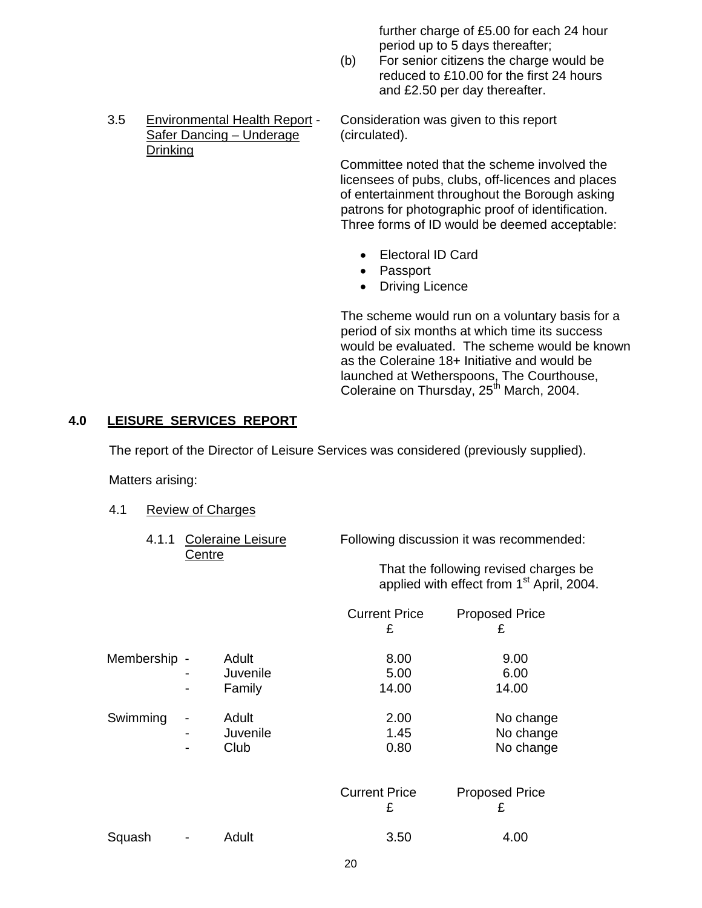further charge of £5.00 for each 24 hour period up to 5 days thereafter;

(b) For senior citizens the charge would be reduced to £10.00 for the first 24 hours and £2.50 per day thereafter.

3.5 Environmental Health Report - Safer Dancing – Underage Drinking

Consideration was given to this report (circulated).

Committee noted that the scheme involved the licensees of pubs, clubs, off-licences and places of entertainment throughout the Borough asking patrons for photographic proof of identification. Three forms of ID would be deemed acceptable:

- Electoral ID Card
- Passport
- Driving Licence

The scheme would run on a voluntary basis for a period of six months at which time its success would be evaluated. The scheme would be known as the Coleraine 18+ Initiative and would be launched at Wetherspoons, The Courthouse, Coleraine on Thursday, 25th March, 2004.

## 4.0 LEISURE SERVICES REPORT

The report of the Director of Leisure Services was considered (previously supplied).

Matters arising:

4.1 Review of Charges

4.1.1 Coleraine Leisure Centre

Following discussion it was recommended:

That the following revised charges be applied with effect from 1st April, 2004.

| | | Current Price £ | Proposed Price £ |
|---|---|---|---|
| Membership | - Adult | 8.00 | 9.00 |
| | - Juvenile | 5.00 | 6.00 |
| | - Family | 14.00 | 14.00 |
| Swimming | - Adult | 2.00 | No change |
| | - Juvenile | 1.45 | No change |
| | - Club | 0.80 | No change |

| | | Current Price £ | Proposed Price £ |
|---|---|---|---|
| Squash | - Adult | 3.50 | 4.00 |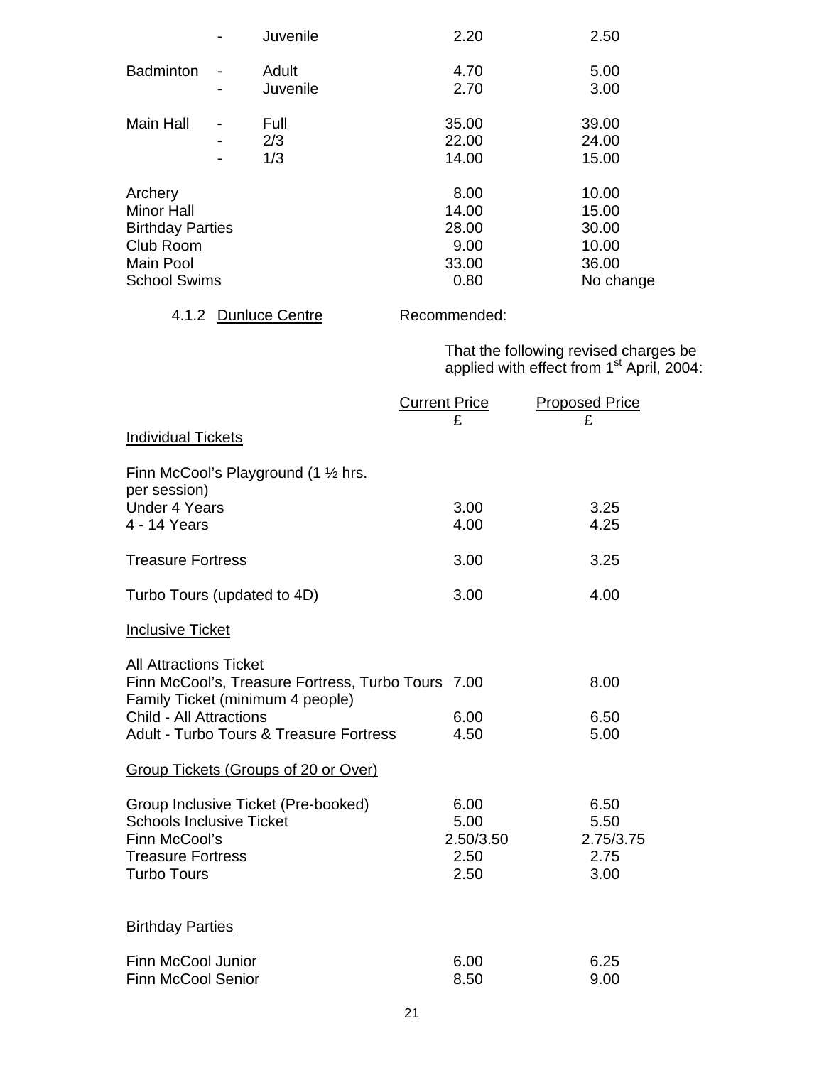| | | | |
|---|---|---|---|
| | - Juvenile | 2.20 | 2.50 |
| Badminton | - Adult | 4.70 | 5.00 |
| | - Juvenile | 2.70 | 3.00 |
| Main Hall | - Full | 35.00 | 39.00 |
| | - 2/3 | 22.00 | 24.00 |
| | - 1/3 | 14.00 | 15.00 |
| Archery | | 8.00 | 10.00 |
| Minor Hall | | 14.00 | 15.00 |
| Birthday Parties | | 28.00 | 30.00 |
| Club Room | | 9.00 | 10.00 |
| Main Pool | | 33.00 | 36.00 |
| School Swims | | 0.80 | No change |

4.1.2 Dunluce Centre

Recommended:

That the following revised charges be applied with effect from 1st April, 2004:

| | Current Price £ | Proposed Price £ |
|---|---|---|
| **Individual Tickets** | | |
| Finn McCool's Playground (1 ½ hrs. per session) | | |
| Under 4 Years | 3.00 | 3.25 |
| 4 - 14 Years | 4.00 | 4.25 |
| Treasure Fortress | 3.00 | 3.25 |
| Turbo Tours (updated to 4D) | 3.00 | 4.00 |
| **Inclusive Ticket** | | |
| All Attractions Ticket | | |
| Finn McCool's, Treasure Fortress, Turbo Tours | 7.00 | 8.00 |
| Family Ticket (minimum 4 people) | | |
| Child - All Attractions | 6.00 | 6.50 |
| Adult - Turbo Tours & Treasure Fortress | 4.50 | 5.00 |
| **Group Tickets (Groups of 20 or Over)** | | |
| Group Inclusive Ticket (Pre-booked) | 6.00 | 6.50 |
| Schools Inclusive Ticket | 5.00 | 5.50 |
| Finn McCool's | 2.50/3.50 | 2.75/3.75 |
| Treasure Fortress | 2.50 | 2.75 |
| Turbo Tours | 2.50 | 3.00 |
| **Birthday Parties** | | |
| Finn McCool Junior | 6.00 | 6.25 |
| Finn McCool Senior | 8.50 | 9.00 |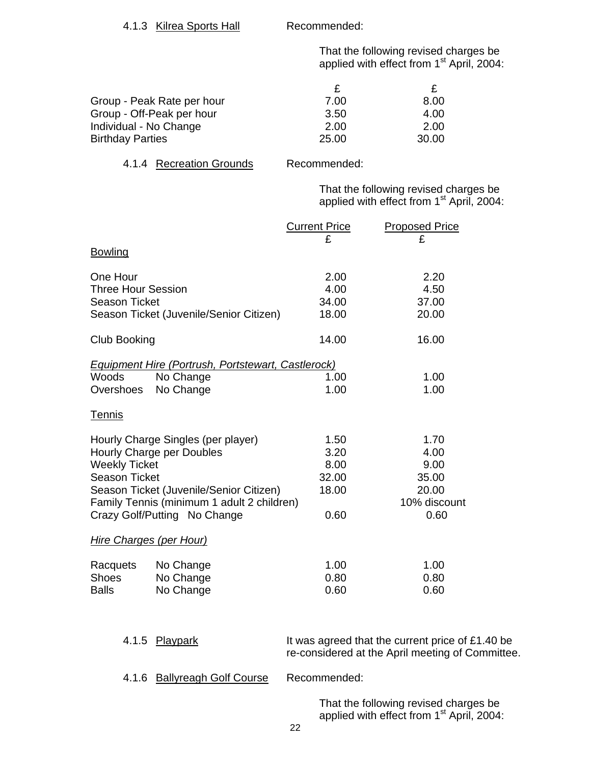4.1.3 Kilrea Sports Hall  Recommended:

That the following revised charges be applied with effect from 1st April, 2004:

| | £ | £ |
|---|---|---|
| Group - Peak Rate per hour | 7.00 | 8.00 |
| Group - Off-Peak per hour | 3.50 | 4.00 |
| Individual - No Change | 2.00 | 2.00 |
| Birthday Parties | 25.00 | 30.00 |

4.1.4 Recreation Grounds  Recommended:

That the following revised charges be applied with effect from 1st April, 2004:

| | Current Price £ | Proposed Price £ |
|---|---|---|
| **Bowling** | | |
| One Hour | 2.00 | 2.20 |
| Three Hour Session | 4.00 | 4.50 |
| Season Ticket | 34.00 | 37.00 |
| Season Ticket (Juvenile/Senior Citizen) | 18.00 | 20.00 |
| Club Booking | 14.00 | 16.00 |
| *Equipment Hire (Portrush, Portstewart, Castlerock)* | | |
| Woods  No Change | 1.00 | 1.00 |
| Overshoes  No Change | 1.00 | 1.00 |
| **Tennis** | | |
| Hourly Charge Singles (per player) | 1.50 | 1.70 |
| Hourly Charge per Doubles | 3.20 | 4.00 |
| Weekly Ticket | 8.00 | 9.00 |
| Season Ticket | 32.00 | 35.00 |
| Season Ticket (Juvenile/Senior Citizen) | 18.00 | 20.00 |
| Family Tennis (minimum 1 adult 2 children) | | 10% discount |
| Crazy Golf/Putting  No Change | 0.60 | 0.60 |
| *Hire Charges (per Hour)* | | |
| Racquets  No Change | 1.00 | 1.00 |
| Shoes  No Change | 0.80 | 0.80 |
| Balls  No Change | 0.60 | 0.60 |

4.1.5 Playpark  It was agreed that the current price of £1.40 be re-considered at the April meeting of Committee.

4.1.6 Ballyreagh Golf Course  Recommended:

That the following revised charges be applied with effect from 1st April, 2004: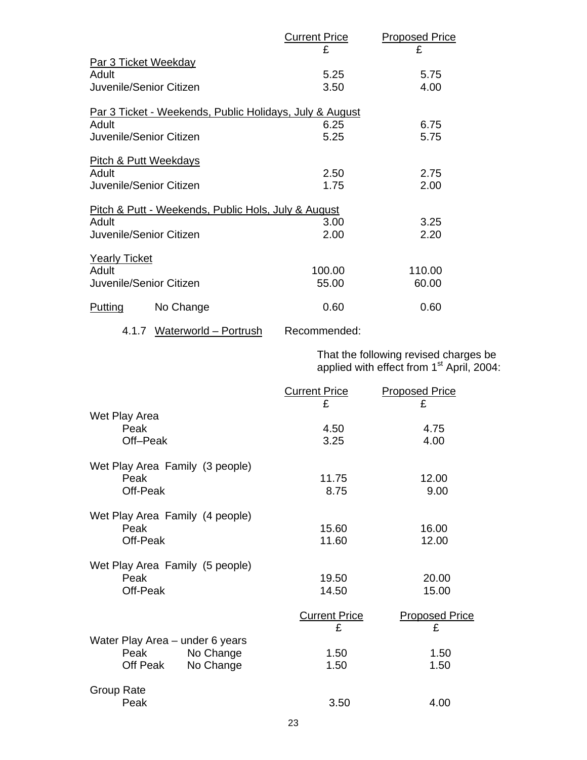| | Current Price £ | Proposed Price £ |
|---|---|---|
| Par 3 Ticket Weekday | | |
| Adult | 5.25 | 5.75 |
| Juvenile/Senior Citizen | 3.50 | 4.00 |
| Par 3 Ticket - Weekends, Public Holidays, July & August | | |
| Adult | 6.25 | 6.75 |
| Juvenile/Senior Citizen | 5.25 | 5.75 |
| Pitch & Putt Weekdays | | |
| Adult | 2.50 | 2.75 |
| Juvenile/Senior Citizen | 1.75 | 2.00 |
| Pitch & Putt - Weekends, Public Hols, July & August | | |
| Adult | 3.00 | 3.25 |
| Juvenile/Senior Citizen | 2.00 | 2.20 |
| Yearly Ticket | | |
| Adult | 100.00 | 110.00 |
| Juvenile/Senior Citizen | 55.00 | 60.00 |
| Putting No Change | 0.60 | 0.60 |

4.1.7 Waterworld – Portrush Recommended:

That the following revised charges be applied with effect from 1st April, 2004:

| | Current Price £ | Proposed Price £ |
|---|---|---|
| Wet Play Area | | |
| Peak | 4.50 | 4.75 |
| Off–Peak | 3.25 | 4.00 |
| Wet Play Area Family (3 people) | | |
| Peak | 11.75 | 12.00 |
| Off-Peak | 8.75 | 9.00 |
| Wet Play Area Family (4 people) | | |
| Peak | 15.60 | 16.00 |
| Off-Peak | 11.60 | 12.00 |
| Wet Play Area Family (5 people) | | |
| Peak | 19.50 | 20.00 |
| Off-Peak | 14.50 | 15.00 |
| Water Play Area – under 6 years | | |
| Peak No Change | 1.50 | 1.50 |
| Off Peak No Change | 1.50 | 1.50 |
| Group Rate | | |
| Peak | 3.50 | 4.00 |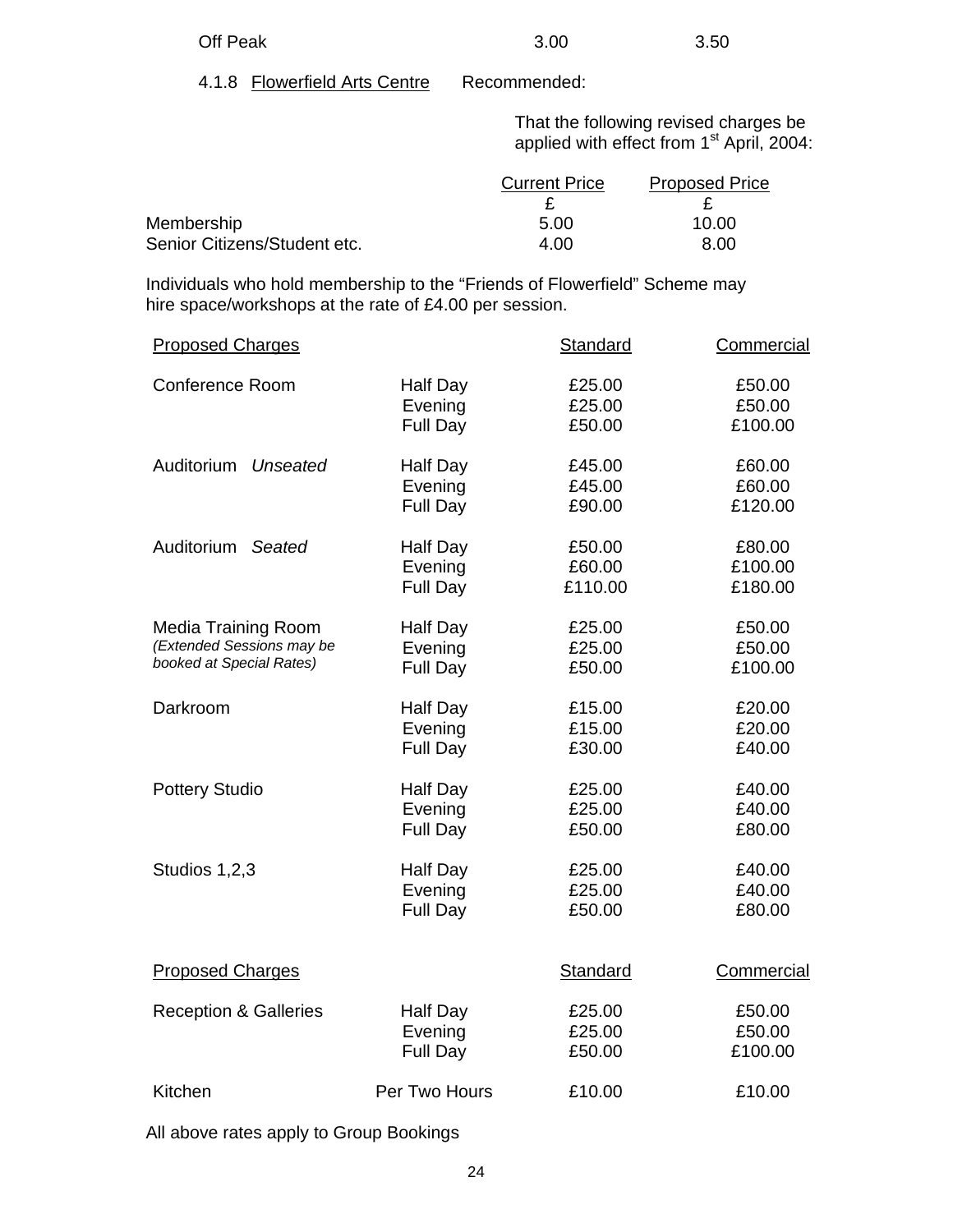| | | |
|---|---|---|
| Off Peak | 3.00 | 3.50 |

4.1.8 Flowerfield Arts Centre Recommended:

That the following revised charges be applied with effect from 1st April, 2004:

| | Current Price £ | Proposed Price £ |
|---|---|---|
| Membership | 5.00 | 10.00 |
| Senior Citizens/Student etc. | 4.00 | 8.00 |

Individuals who hold membership to the "Friends of Flowerfield" Scheme may hire space/workshops at the rate of £4.00 per session.

| Proposed Charges | | Standard | Commercial |
|---|---|---|---|
| Conference Room | Half Day | £25.00 | £50.00 |
| | Evening | £25.00 | £50.00 |
| | Full Day | £50.00 | £100.00 |
| Auditorium *Unseated* | Half Day | £45.00 | £60.00 |
| | Evening | £45.00 | £60.00 |
| | Full Day | £90.00 | £120.00 |
| Auditorium *Seated* | Half Day | £50.00 | £80.00 |
| | Evening | £60.00 | £100.00 |
| | Full Day | £110.00 | £180.00 |
| Media Training Room *(Extended Sessions may be booked at Special Rates)* | Half Day | £25.00 | £50.00 |
| | Evening | £25.00 | £50.00 |
| | Full Day | £50.00 | £100.00 |
| Darkroom | Half Day | £15.00 | £20.00 |
| | Evening | £15.00 | £20.00 |
| | Full Day | £30.00 | £40.00 |
| Pottery Studio | Half Day | £25.00 | £40.00 |
| | Evening | £25.00 | £40.00 |
| | Full Day | £50.00 | £80.00 |
| Studios 1,2,3 | Half Day | £25.00 | £40.00 |
| | Evening | £25.00 | £40.00 |
| | Full Day | £50.00 | £80.00 |

| Proposed Charges | | Standard | Commercial |
|---|---|---|---|
| Reception & Galleries | Half Day | £25.00 | £50.00 |
| | Evening | £25.00 | £50.00 |
| | Full Day | £50.00 | £100.00 |
| Kitchen | Per Two Hours | £10.00 | £10.00 |

All above rates apply to Group Bookings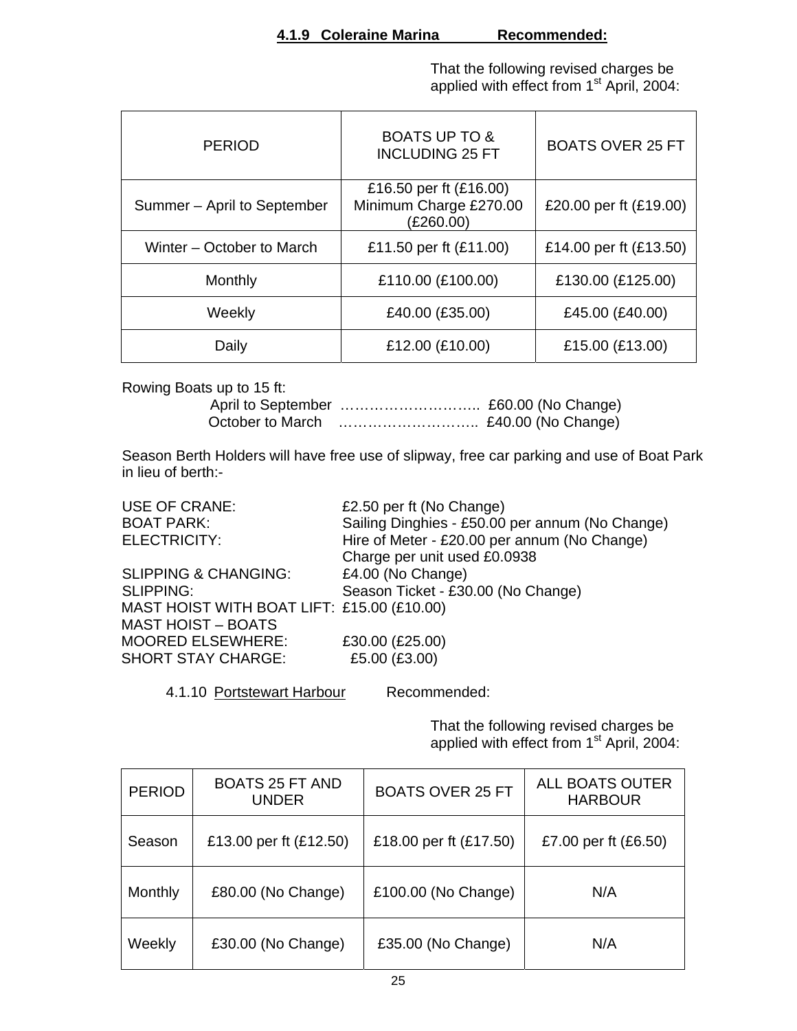#### 4.1.9 Coleraine Marina Recommended:

That the following revised charges be applied with effect from 1st April, 2004:

| PERIOD | BOATS UP TO & INCLUDING 25 FT | BOATS OVER 25 FT |
| --- | --- | --- |
| Summer – April to September | £16.50 per ft (£16.00) Minimum Charge £270.00 (£260.00) | £20.00 per ft (£19.00) |
| Winter – October to March | £11.50 per ft (£11.00) | £14.00 per ft (£13.50) |
| Monthly | £110.00 (£100.00) | £130.00 (£125.00) |
| Weekly | £40.00 (£35.00) | £45.00 (£40.00) |
| Daily | £12.00 (£10.00) | £15.00 (£13.00) |

Rowing Boats up to 15 ft:

April to September ……………………….. £60.00 (No Change)
October to March ……………………….. £40.00 (No Change)

Season Berth Holders will have free use of slipway, free car parking and use of Boat Park in lieu of berth:-

USE OF CRANE: £2.50 per ft (No Change)
BOAT PARK: Sailing Dinghies - £50.00 per annum (No Change)
ELECTRICITY: Hire of Meter - £20.00 per annum (No Change)
Charge per unit used £0.0938
SLIPPING & CHANGING: £4.00 (No Change)
SLIPPING: Season Ticket - £30.00 (No Change)
MAST HOIST WITH BOAT LIFT: £15.00 (£10.00)
MAST HOIST – BOATS MOORED ELSEWHERE: £30.00 (£25.00)
SHORT STAY CHARGE: £5.00 (£3.00)

4.1.10 Portstewart Harbour Recommended:

That the following revised charges be applied with effect from 1st April, 2004:

| PERIOD | BOATS 25 FT AND UNDER | BOATS OVER 25 FT | ALL BOATS OUTER HARBOUR |
| --- | --- | --- | --- |
| Season | £13.00 per ft (£12.50) | £18.00 per ft (£17.50) | £7.00 per ft (£6.50) |
| Monthly | £80.00 (No Change) | £100.00 (No Change) | N/A |
| Weekly | £30.00 (No Change) | £35.00 (No Change) | N/A |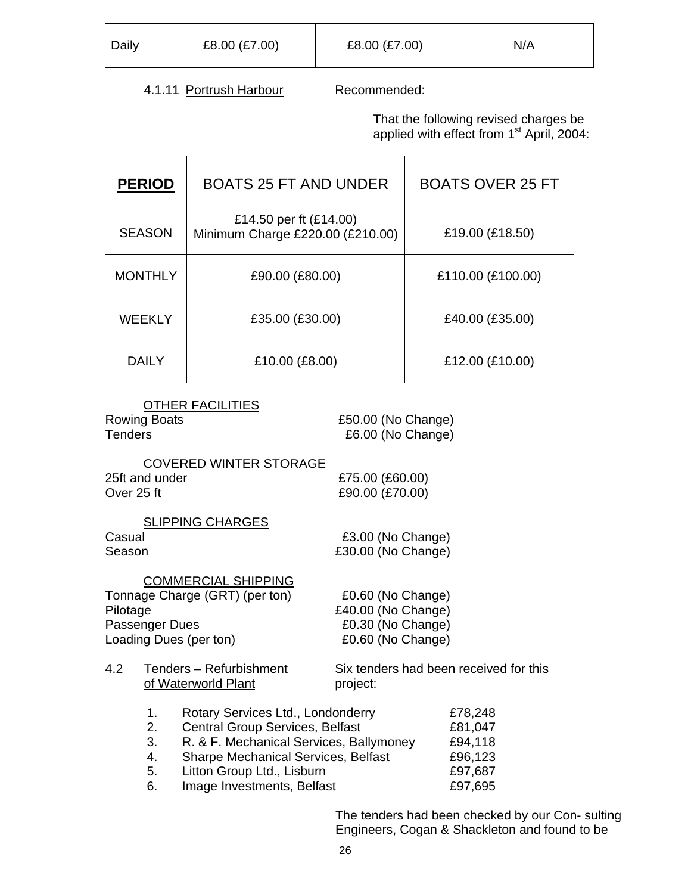| Daily | £8.00 (£7.00) | £8.00 (£7.00) | N/A |
|---|---|---|---|

4.1.11 Portrush Harbour Recommended:

That the following revised charges be applied with effect from 1st April, 2004:

| **PERIOD** | BOATS 25 FT AND UNDER | BOATS OVER 25 FT |
|---|---|---|
| SEASON | £14.50 per ft (£14.00) Minimum Charge £220.00 (£210.00) | £19.00 (£18.50) |
| MONTHLY | £90.00 (£80.00) | £110.00 (£100.00) |
| WEEKLY | £35.00 (£30.00) | £40.00 (£35.00) |
| DAILY | £10.00 (£8.00) | £12.00 (£10.00) |

OTHER FACILITIES

Rowing Boats £50.00 (No Change)
Tenders £6.00 (No Change)

COVERED WINTER STORAGE

25ft and under £75.00 (£60.00)
Over 25 ft £90.00 (£70.00)

SLIPPING CHARGES

Casual £3.00 (No Change)
Season £30.00 (No Change)

COMMERCIAL SHIPPING

Tonnage Charge (GRT) (per ton) £0.60 (No Change)
Pilotage £40.00 (No Change)
Passenger Dues £0.30 (No Change)
Loading Dues (per ton) £0.60 (No Change)

4.2 Tenders – Refurbishment of Waterworld Plant

Six tenders had been received for this project:

1. Rotary Services Ltd., Londonderry £78,248
2. Central Group Services, Belfast £81,047
3. R. & F. Mechanical Services, Ballymoney £94,118
4. Sharpe Mechanical Services, Belfast £96,123
5. Litton Group Ltd., Lisburn £97,687
6. Image Investments, Belfast £97,695

The tenders had been checked by our Con- sulting Engineers, Cogan & Shackleton and found to be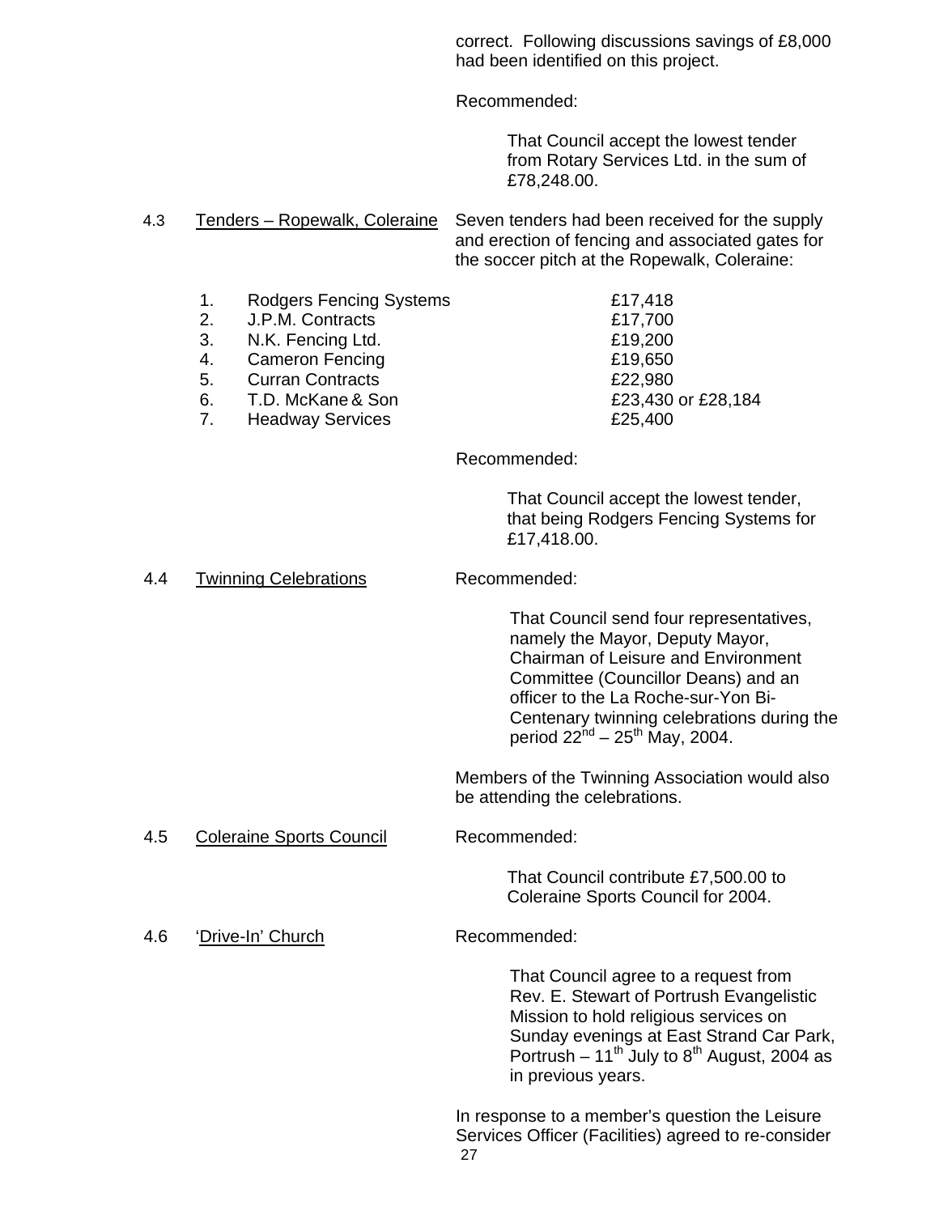correct. Following discussions savings of £8,000 had been identified on this project.

Recommended:

That Council accept the lowest tender from Rotary Services Ltd. in the sum of £78,248.00.

4.3 Tenders – Ropewalk, Coleraine

Seven tenders had been received for the supply and erection of fencing and associated gates for the soccer pitch at the Ropewalk, Coleraine:

| | | |
|---|---|---|
| 1. | Rodgers Fencing Systems | £17,418 |
| 2. | J.P.M. Contracts | £17,700 |
| 3. | N.K. Fencing Ltd. | £19,200 |
| 4. | Cameron Fencing | £19,650 |
| 5. | Curran Contracts | £22,980 |
| 6. | T.D. McKane & Son | £23,430 or £28,184 |
| 7. | Headway Services | £25,400 |

Recommended:

That Council accept the lowest tender, that being Rodgers Fencing Systems for £17,418.00.

4.4 Twinning Celebrations

Recommended:

That Council send four representatives, namely the Mayor, Deputy Mayor, Chairman of Leisure and Environment Committee (Councillor Deans) and an officer to the La Roche-sur-Yon Bi-Centenary twinning celebrations during the period 22nd – 25th May, 2004.

Members of the Twinning Association would also be attending the celebrations.

4.5 Coleraine Sports Council

Recommended:

That Council contribute £7,500.00 to Coleraine Sports Council for 2004.

4.6 'Drive-In' Church

Recommended:

That Council agree to a request from Rev. E. Stewart of Portrush Evangelistic Mission to hold religious services on Sunday evenings at East Strand Car Park, Portrush – 11th July to 8th August, 2004 as in previous years.

In response to a member's question the Leisure Services Officer (Facilities) agreed to re-consider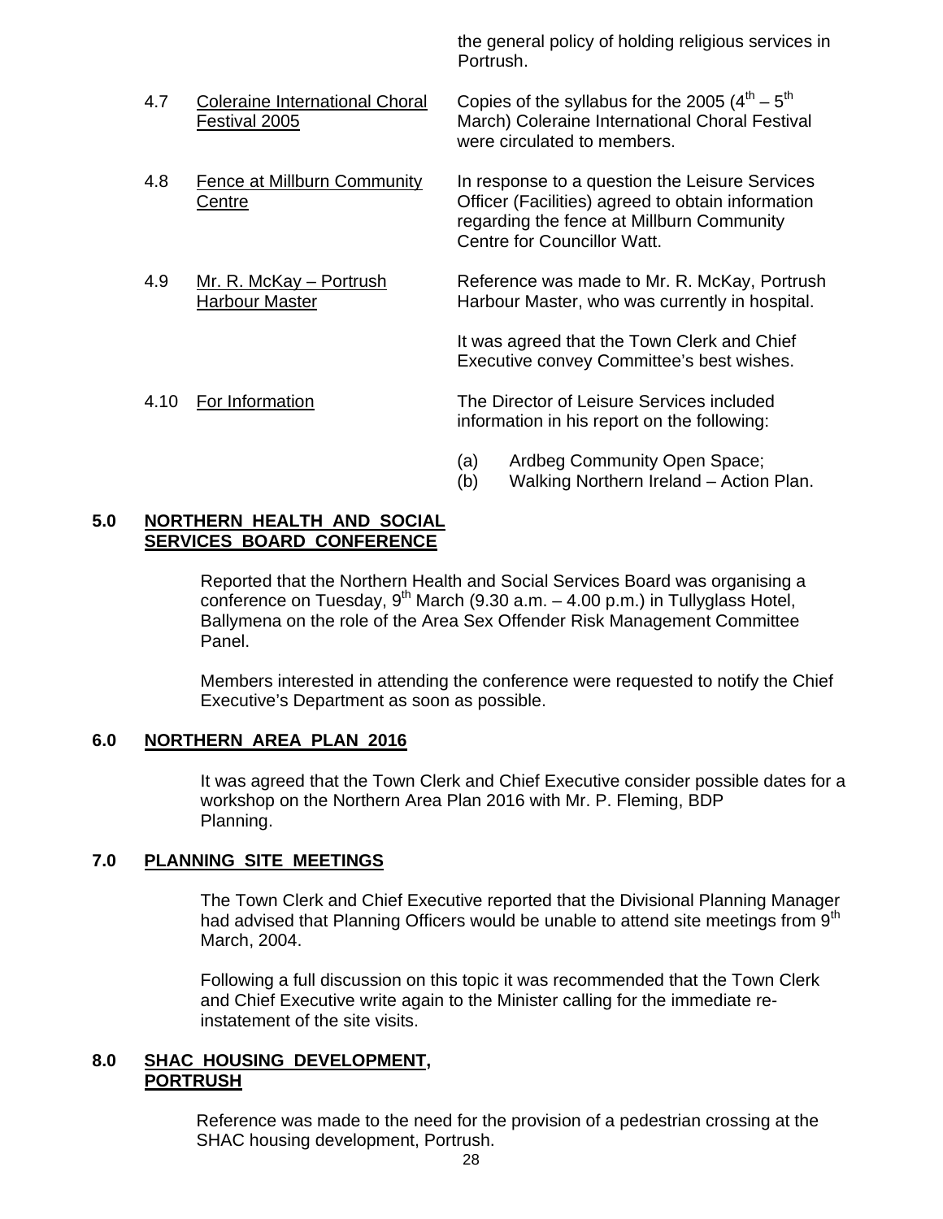the general policy of holding religious services in Portrush.

4.7 Coleraine International Choral Festival 2005

Copies of the syllabus for the 2005 (4th – 5th March) Coleraine International Choral Festival were circulated to members.

4.8 Fence at Millburn Community Centre

In response to a question the Leisure Services Officer (Facilities) agreed to obtain information regarding the fence at Millburn Community Centre for Councillor Watt.

4.9 Mr. R. McKay – Portrush Harbour Master

Reference was made to Mr. R. McKay, Portrush Harbour Master, who was currently in hospital.

It was agreed that the Town Clerk and Chief Executive convey Committee's best wishes.

4.10 For Information

The Director of Leisure Services included information in his report on the following:

(a) Ardbeg Community Open Space;
(b) Walking Northern Ireland – Action Plan.

## 5.0 NORTHERN HEALTH AND SOCIAL SERVICES BOARD CONFERENCE

Reported that the Northern Health and Social Services Board was organising a conference on Tuesday, 9th March (9.30 a.m. – 4.00 p.m.) in Tullyglass Hotel, Ballymena on the role of the Area Sex Offender Risk Management Committee Panel.

Members interested in attending the conference were requested to notify the Chief Executive's Department as soon as possible.

## 6.0 NORTHERN AREA PLAN 2016

It was agreed that the Town Clerk and Chief Executive consider possible dates for a workshop on the Northern Area Plan 2016 with Mr. P. Fleming, BDP Planning.

## 7.0 PLANNING SITE MEETINGS

The Town Clerk and Chief Executive reported that the Divisional Planning Manager had advised that Planning Officers would be unable to attend site meetings from 9th March, 2004.

Following a full discussion on this topic it was recommended that the Town Clerk and Chief Executive write again to the Minister calling for the immediate re-instatement of the site visits.

## 8.0 SHAC HOUSING DEVELOPMENT, PORTRUSH

Reference was made to the need for the provision of a pedestrian crossing at the SHAC housing development, Portrush.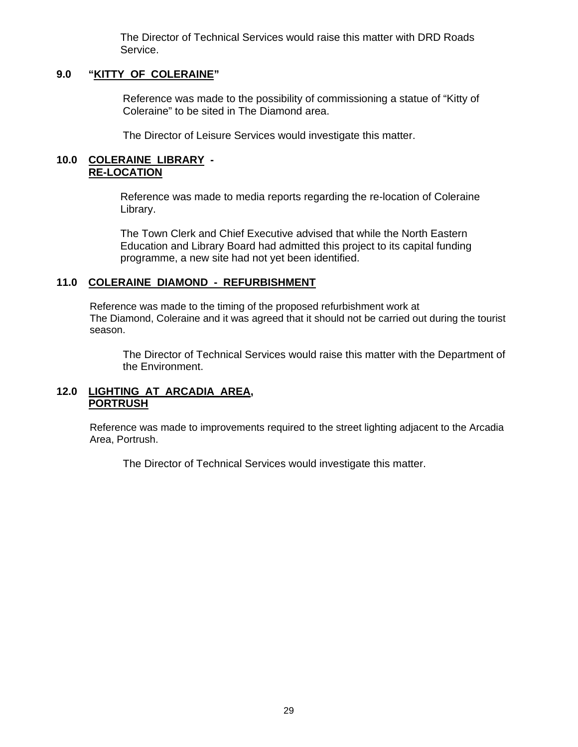The Director of Technical Services would raise this matter with DRD Roads Service.

## 9.0 "KITTY OF COLERAINE"

Reference was made to the possibility of commissioning a statue of "Kitty of Coleraine" to be sited in The Diamond area.

The Director of Leisure Services would investigate this matter.

## 10.0 COLERAINE LIBRARY - RE-LOCATION

Reference was made to media reports regarding the re-location of Coleraine Library.

The Town Clerk and Chief Executive advised that while the North Eastern Education and Library Board had admitted this project to its capital funding programme, a new site had not yet been identified.

## 11.0 COLERAINE DIAMOND - REFURBISHMENT

Reference was made to the timing of the proposed refurbishment work at The Diamond, Coleraine and it was agreed that it should not be carried out during the tourist season.

The Director of Technical Services would raise this matter with the Department of the Environment.

## 12.0 LIGHTING AT ARCADIA AREA, PORTRUSH

Reference was made to improvements required to the street lighting adjacent to the Arcadia Area, Portrush.

The Director of Technical Services would investigate this matter.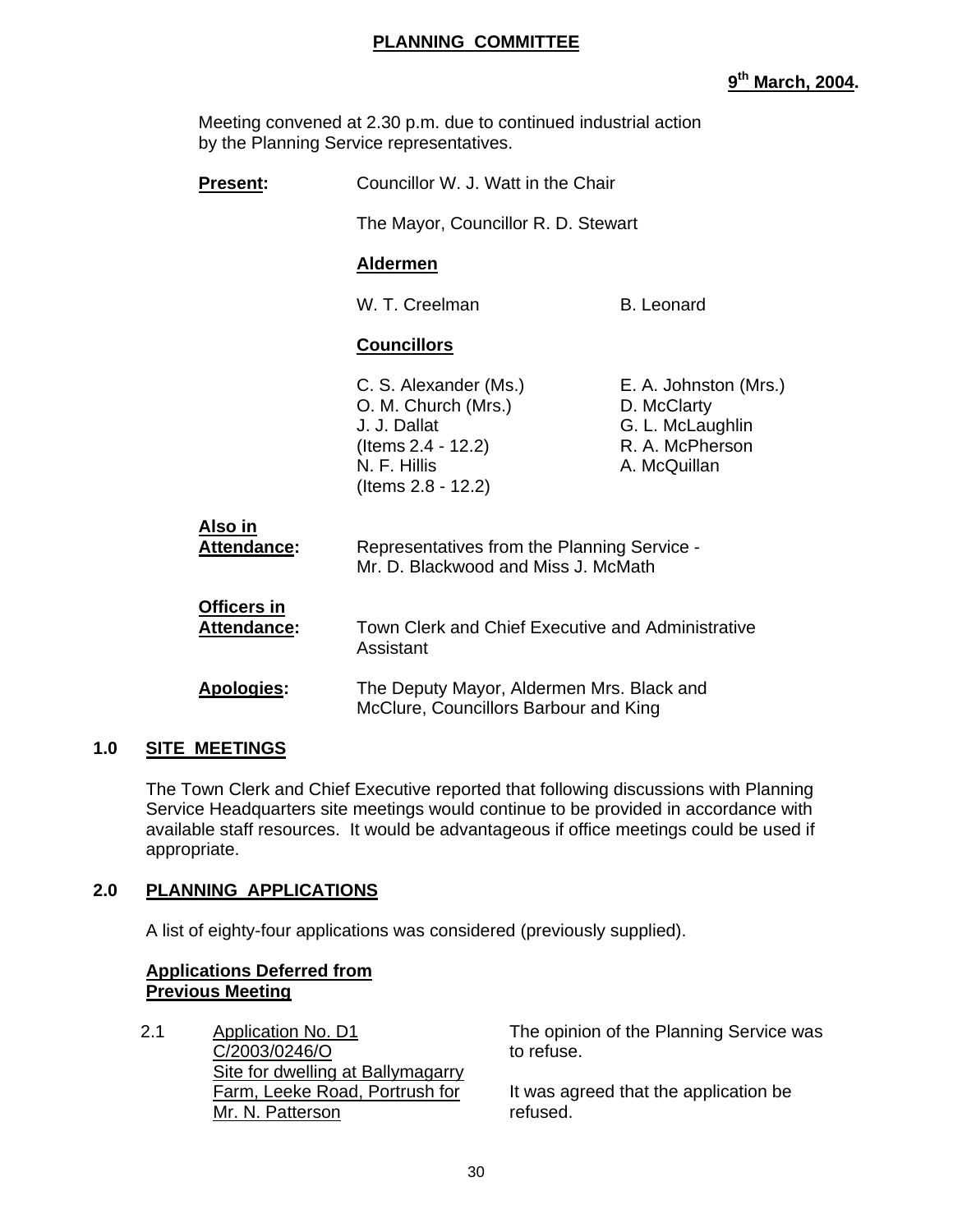# PLANNING COMMITTEE

**9th March, 2004.**

Meeting convened at 2.30 p.m. due to continued industrial action by the Planning Service representatives.

**Present:** Councillor W. J. Watt in the Chair

The Mayor, Councillor R. D. Stewart

**Aldermen**

W. T. Creelman
B. Leonard

**Councillors**

C. S. Alexander (Ms.)
O. M. Church (Mrs.)
J. J. Dallat (Items 2.4 - 12.2)
N. F. Hillis (Items 2.8 - 12.2)
E. A. Johnston (Mrs.)
D. McClarty
G. L. McLaughlin
R. A. McPherson
A. McQuillan

**Also in Attendance:** Representatives from the Planning Service - Mr. D. Blackwood and Miss J. McMath

**Officers in Attendance:** Town Clerk and Chief Executive and Administrative Assistant

**Apologies:** The Deputy Mayor, Aldermen Mrs. Black and McClure, Councillors Barbour and King

## 1.0 SITE MEETINGS

The Town Clerk and Chief Executive reported that following discussions with Planning Service Headquarters site meetings would continue to be provided in accordance with available staff resources. It would be advantageous if office meetings could be used if appropriate.

## 2.0 PLANNING APPLICATIONS

A list of eighty-four applications was considered (previously supplied).

**Applications Deferred from Previous Meeting**

2.1 Application No. D1 C/2003/0246/O Site for dwelling at Ballymagarry Farm, Leeke Road, Portrush for Mr. N. Patterson

The opinion of the Planning Service was to refuse.

It was agreed that the application be refused.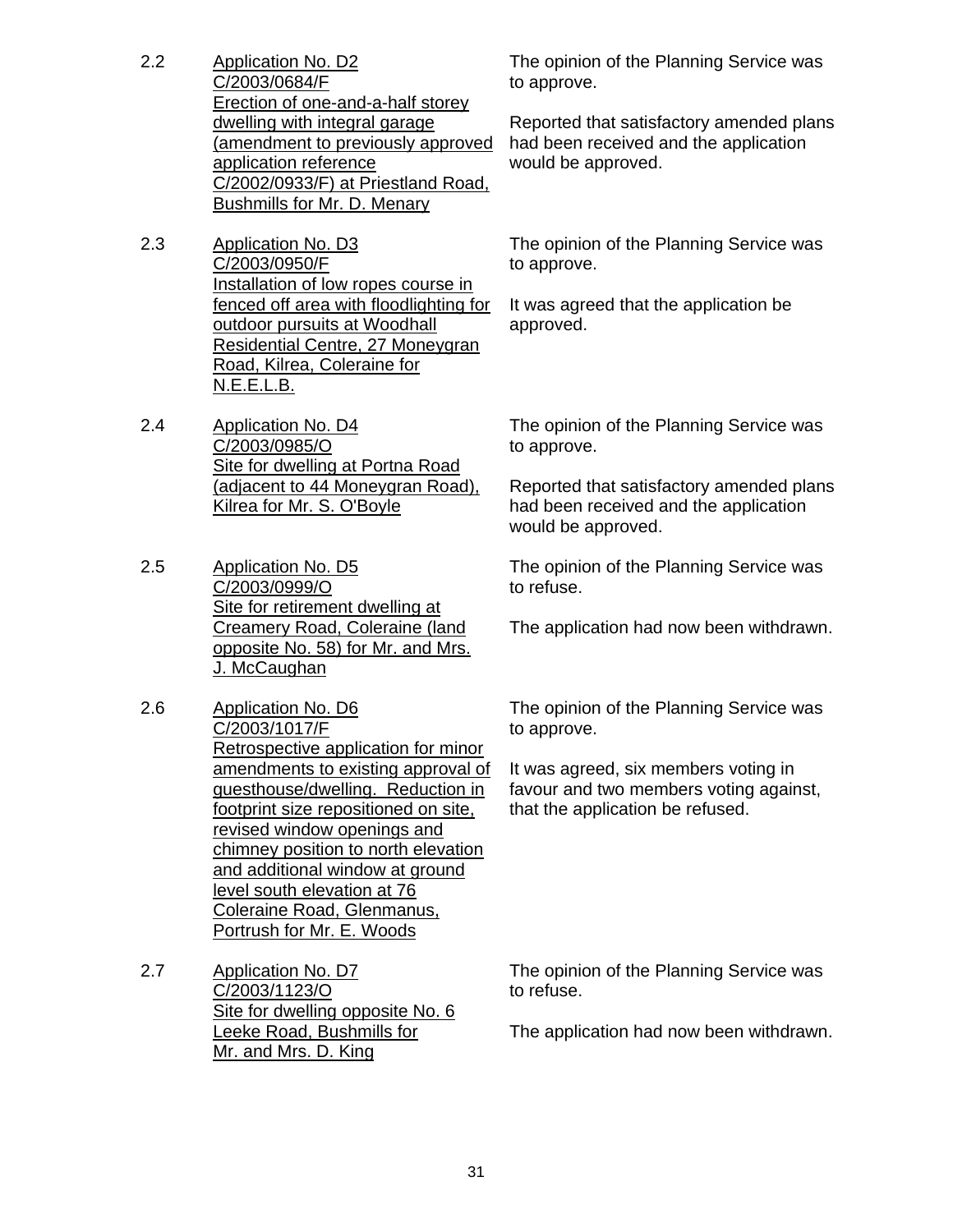2.2 <u>Application No. D2 C/2003/0684/F Erection of one-and-a-half storey dwelling with integral garage (amendment to previously approved application reference C/2002/0933/F) at Priestland Road, Bushmills for Mr. D. Menary</u>

The opinion of the Planning Service was to approve.

Reported that satisfactory amended plans had been received and the application would be approved.

2.3 <u>Application No. D3 C/2003/0950/F Installation of low ropes course in fenced off area with floodlighting for outdoor pursuits at Woodhall Residential Centre, 27 Moneygran Road, Kilrea, Coleraine for N.E.E.L.B.</u>

The opinion of the Planning Service was to approve.

It was agreed that the application be approved.

2.4 <u>Application No. D4 C/2003/0985/O Site for dwelling at Portna Road (adjacent to 44 Moneygran Road), Kilrea for Mr. S. O'Boyle</u>

The opinion of the Planning Service was to approve.

Reported that satisfactory amended plans had been received and the application would be approved.

2.5 <u>Application No. D5 C/2003/0999/O Site for retirement dwelling at Creamery Road, Coleraine (land opposite No. 58) for Mr. and Mrs. J. McCaughan</u>

The opinion of the Planning Service was to refuse.

The application had now been withdrawn.

2.6 <u>Application No. D6 C/2003/1017/F Retrospective application for minor amendments to existing approval of guesthouse/dwelling. Reduction in footprint size repositioned on site, revised window openings and chimney position to north elevation and additional window at ground level south elevation at 76 Coleraine Road, Glenmanus, Portrush for Mr. E. Woods</u>

The opinion of the Planning Service was to approve.

It was agreed, six members voting in favour and two members voting against, that the application be refused.

2.7 <u>Application No. D7 C/2003/1123/O Site for dwelling opposite No. 6 Leeke Road, Bushmills for Mr. and Mrs. D. King</u>

The opinion of the Planning Service was to refuse.

The application had now been withdrawn.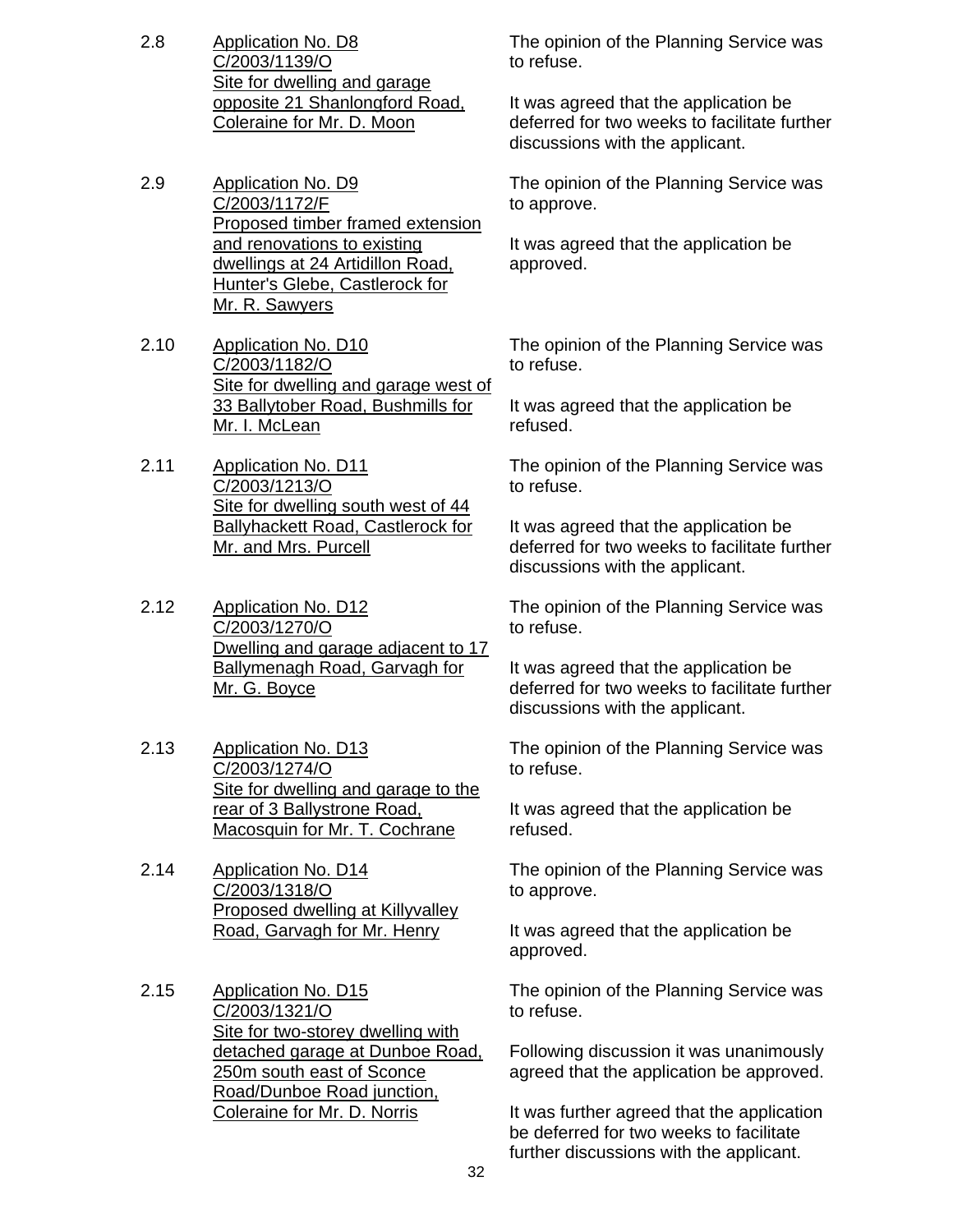2.8 <u>Application No. D8<br>C/2003/1139/O<br>Site for dwelling and garage opposite 21 Shanlongford Road, Coleraine for Mr. D. Moon</u>

The opinion of the Planning Service was to refuse.

It was agreed that the application be deferred for two weeks to facilitate further discussions with the applicant.

2.9 <u>Application No. D9<br>C/2003/1172/F<br>Proposed timber framed extension and renovations to existing dwellings at 24 Artidillon Road, Hunter's Glebe, Castlerock for Mr. R. Sawyers</u>

The opinion of the Planning Service was to approve.

It was agreed that the application be approved.

2.10 <u>Application No. D10<br>C/2003/1182/O<br>Site for dwelling and garage west of 33 Ballytober Road, Bushmills for Mr. I. McLean</u>

The opinion of the Planning Service was to refuse.

It was agreed that the application be refused.

2.11 <u>Application No. D11<br>C/2003/1213/O<br>Site for dwelling south west of 44 Ballyhackett Road, Castlerock for Mr. and Mrs. Purcell</u>

The opinion of the Planning Service was to refuse.

It was agreed that the application be deferred for two weeks to facilitate further discussions with the applicant.

2.12 <u>Application No. D12<br>C/2003/1270/O<br>Dwelling and garage adjacent to 17 Ballymenagh Road, Garvagh for Mr. G. Boyce</u>

The opinion of the Planning Service was to refuse.

It was agreed that the application be deferred for two weeks to facilitate further discussions with the applicant.

2.13 <u>Application No. D13<br>C/2003/1274/O<br>Site for dwelling and garage to the rear of 3 Ballystrone Road, Macosquin for Mr. T. Cochrane</u>

The opinion of the Planning Service was to refuse.

It was agreed that the application be refused.

2.14 <u>Application No. D14<br>C/2003/1318/O<br>Proposed dwelling at Killyvalley Road, Garvagh for Mr. Henry</u>

The opinion of the Planning Service was to approve.

It was agreed that the application be approved.

2.15 <u>Application No. D15<br>C/2003/1321/O<br>Site for two-storey dwelling with detached garage at Dunboe Road, 250m south east of Sconce Road/Dunboe Road junction, Coleraine for Mr. D. Norris</u>

The opinion of the Planning Service was to refuse.

Following discussion it was unanimously agreed that the application be approved.

It was further agreed that the application be deferred for two weeks to facilitate further discussions with the applicant.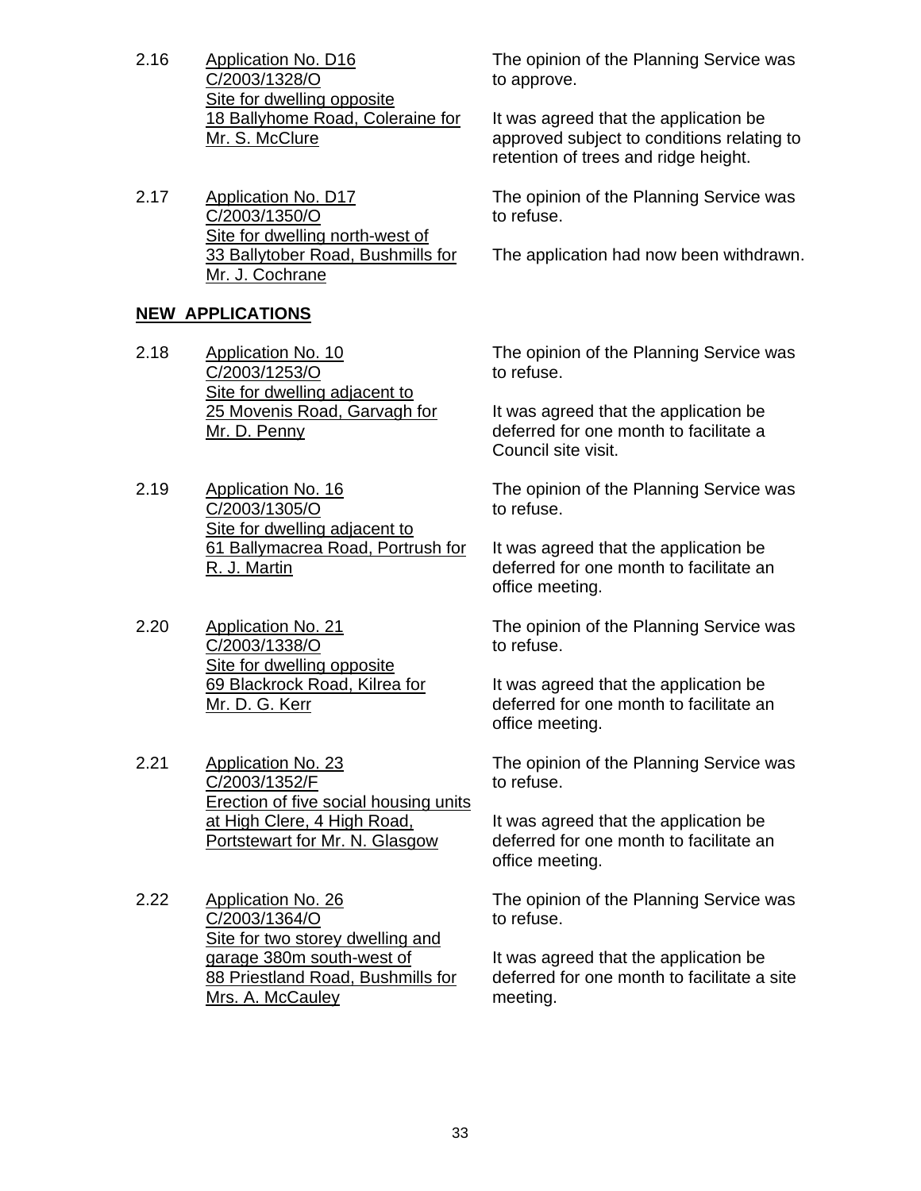2.16 Application No. D16
C/2003/1328/O
Site for dwelling opposite
18 Ballyhome Road, Coleraine for
Mr. S. McClure

The opinion of the Planning Service was to approve.

It was agreed that the application be approved subject to conditions relating to retention of trees and ridge height.

2.17 Application No. D17
C/2003/1350/O
Site for dwelling north-west of
33 Ballytober Road, Bushmills for
Mr. J. Cochrane

The opinion of the Planning Service was to refuse.

The application had now been withdrawn.

**NEW APPLICATIONS**

2.18 Application No. 10
C/2003/1253/O
Site for dwelling adjacent to
25 Movenis Road, Garvagh for
Mr. D. Penny

The opinion of the Planning Service was to refuse.

It was agreed that the application be deferred for one month to facilitate a Council site visit.

2.19 Application No. 16
C/2003/1305/O
Site for dwelling adjacent to
61 Ballymacrea Road, Portrush for
R. J. Martin

The opinion of the Planning Service was to refuse.

It was agreed that the application be deferred for one month to facilitate an office meeting.

2.20 Application No. 21
C/2003/1338/O
Site for dwelling opposite
69 Blackrock Road, Kilrea for
Mr. D. G. Kerr

The opinion of the Planning Service was to refuse.

It was agreed that the application be deferred for one month to facilitate an office meeting.

2.21 Application No. 23
C/2003/1352/F
Erection of five social housing units
at High Clere, 4 High Road,
Portstewart for Mr. N. Glasgow

The opinion of the Planning Service was to refuse.

It was agreed that the application be deferred for one month to facilitate an office meeting.

2.22 Application No. 26
C/2003/1364/O
Site for two storey dwelling and
garage 380m south-west of
88 Priestland Road, Bushmills for
Mrs. A. McCauley

The opinion of the Planning Service was to refuse.

It was agreed that the application be deferred for one month to facilitate a site meeting.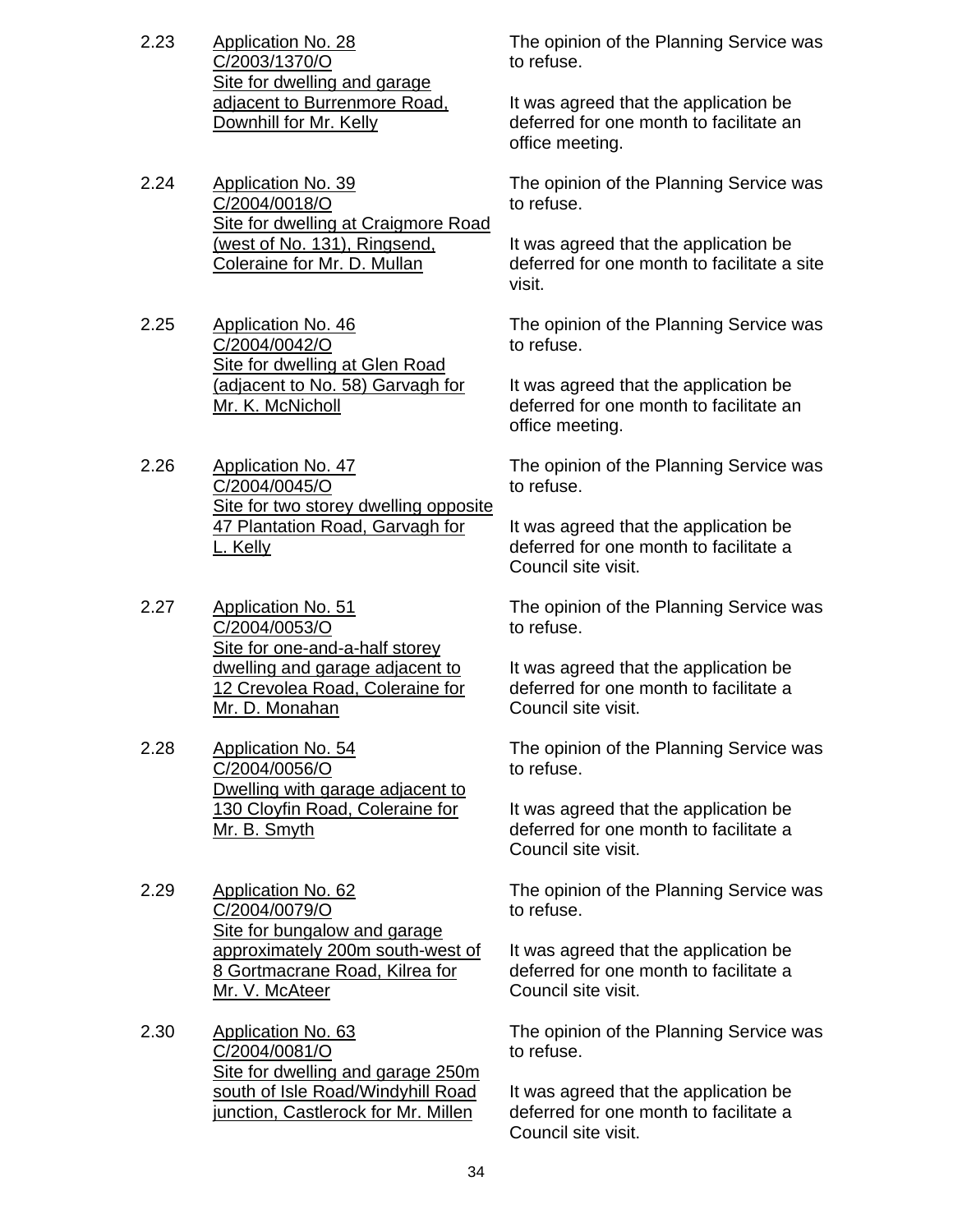2.23 <u>Application No. 28</u>
<u>C/2003/1370/O</u>
<u>Site for dwelling and garage adjacent to Burrenmore Road, Downhill for Mr. Kelly</u>

The opinion of the Planning Service was to refuse.

It was agreed that the application be deferred for one month to facilitate an office meeting.

2.24 <u>Application No. 39</u>
<u>C/2004/0018/O</u>
<u>Site for dwelling at Craigmore Road (west of No. 131), Ringsend, Coleraine for Mr. D. Mullan</u>

The opinion of the Planning Service was to refuse.

It was agreed that the application be deferred for one month to facilitate a site visit.

2.25 <u>Application No. 46</u>
<u>C/2004/0042/O</u>
<u>Site for dwelling at Glen Road (adjacent to No. 58) Garvagh for Mr. K. McNicholl</u>

The opinion of the Planning Service was to refuse.

It was agreed that the application be deferred for one month to facilitate an office meeting.

2.26 <u>Application No. 47</u>
<u>C/2004/0045/O</u>
<u>Site for two storey dwelling opposite 47 Plantation Road, Garvagh for L. Kelly</u>

The opinion of the Planning Service was to refuse.

It was agreed that the application be deferred for one month to facilitate a Council site visit.

2.27 <u>Application No. 51</u>
<u>C/2004/0053/O</u>
<u>Site for one-and-a-half storey dwelling and garage adjacent to 12 Crevolea Road, Coleraine for Mr. D. Monahan</u>

The opinion of the Planning Service was to refuse.

It was agreed that the application be deferred for one month to facilitate a Council site visit.

2.28 <u>Application No. 54</u>
<u>C/2004/0056/O</u>
<u>Dwelling with garage adjacent to 130 Cloyfin Road, Coleraine for Mr. B. Smyth</u>

The opinion of the Planning Service was to refuse.

It was agreed that the application be deferred for one month to facilitate a Council site visit.

2.29 <u>Application No. 62</u>
<u>C/2004/0079/O</u>
<u>Site for bungalow and garage approximately 200m south-west of 8 Gortmacrane Road, Kilrea for Mr. V. McAteer</u>

The opinion of the Planning Service was to refuse.

It was agreed that the application be deferred for one month to facilitate a Council site visit.

2.30 <u>Application No. 63</u>
<u>C/2004/0081/O</u>
<u>Site for dwelling and garage 250m south of Isle Road/Windyhill Road junction, Castlerock for Mr. Millen</u>

The opinion of the Planning Service was to refuse.

It was agreed that the application be deferred for one month to facilitate a Council site visit.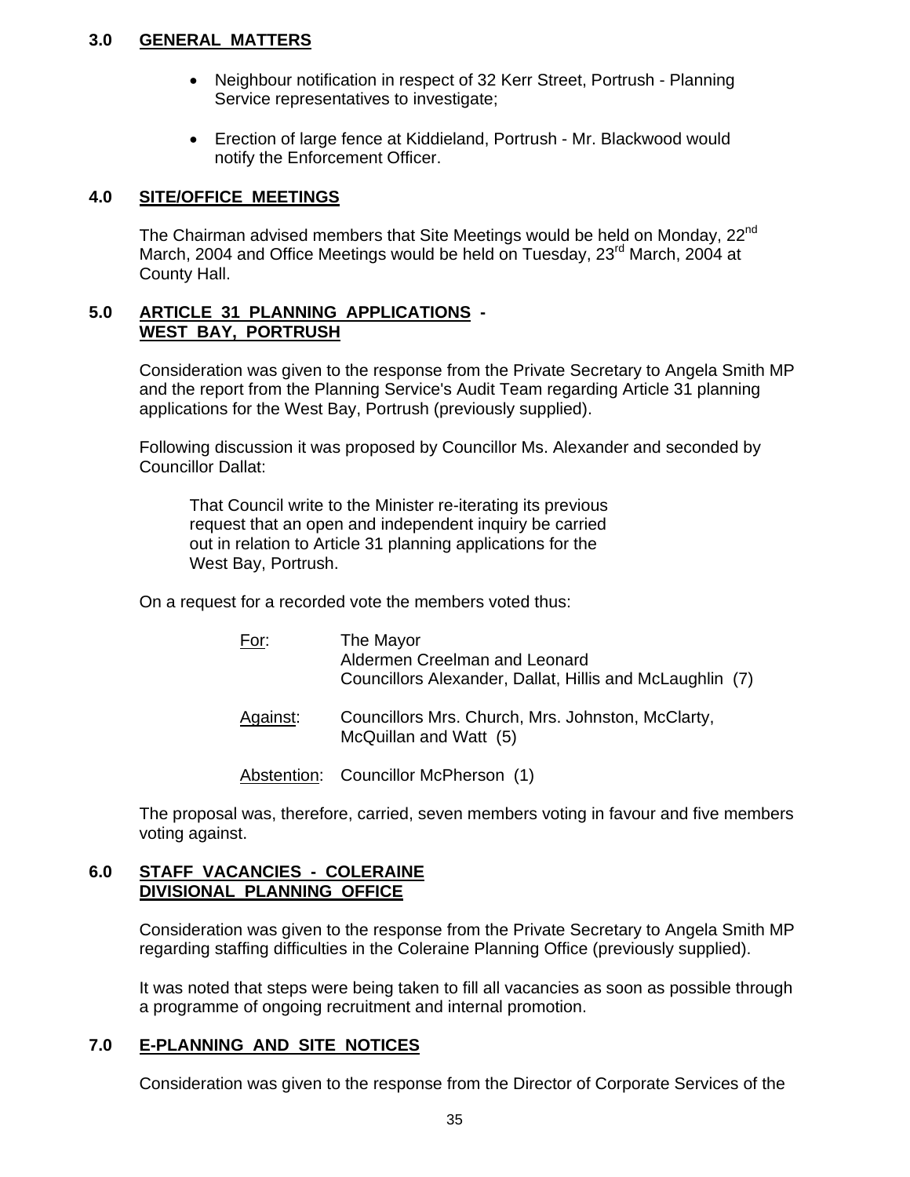## 3.0 GENERAL MATTERS

- Neighbour notification in respect of 32 Kerr Street, Portrush - Planning Service representatives to investigate;

- Erection of large fence at Kiddieland, Portrush - Mr. Blackwood would notify the Enforcement Officer.

## 4.0 SITE/OFFICE MEETINGS

The Chairman advised members that Site Meetings would be held on Monday, 22nd March, 2004 and Office Meetings would be held on Tuesday, 23rd March, 2004 at County Hall.

## 5.0 ARTICLE 31 PLANNING APPLICATIONS - WEST BAY, PORTRUSH

Consideration was given to the response from the Private Secretary to Angela Smith MP and the report from the Planning Service's Audit Team regarding Article 31 planning applications for the West Bay, Portrush (previously supplied).

Following discussion it was proposed by Councillor Ms. Alexander and seconded by Councillor Dallat:

> That Council write to the Minister re-iterating its previous request that an open and independent inquiry be carried out in relation to Article 31 planning applications for the West Bay, Portrush.

On a request for a recorded vote the members voted thus:

| | |
|---|---|
| For: | The Mayor<br>Aldermen Creelman and Leonard<br>Councillors Alexander, Dallat, Hillis and McLaughlin (7) |
| Against: | Councillors Mrs. Church, Mrs. Johnston, McClarty, McQuillan and Watt (5) |
| Abstention: | Councillor McPherson (1) |

The proposal was, therefore, carried, seven members voting in favour and five members voting against.

## 6.0 STAFF VACANCIES - COLERAINE DIVISIONAL PLANNING OFFICE

Consideration was given to the response from the Private Secretary to Angela Smith MP regarding staffing difficulties in the Coleraine Planning Office (previously supplied).

It was noted that steps were being taken to fill all vacancies as soon as possible through a programme of ongoing recruitment and internal promotion.

## 7.0 E-PLANNING AND SITE NOTICES

Consideration was given to the response from the Director of Corporate Services of the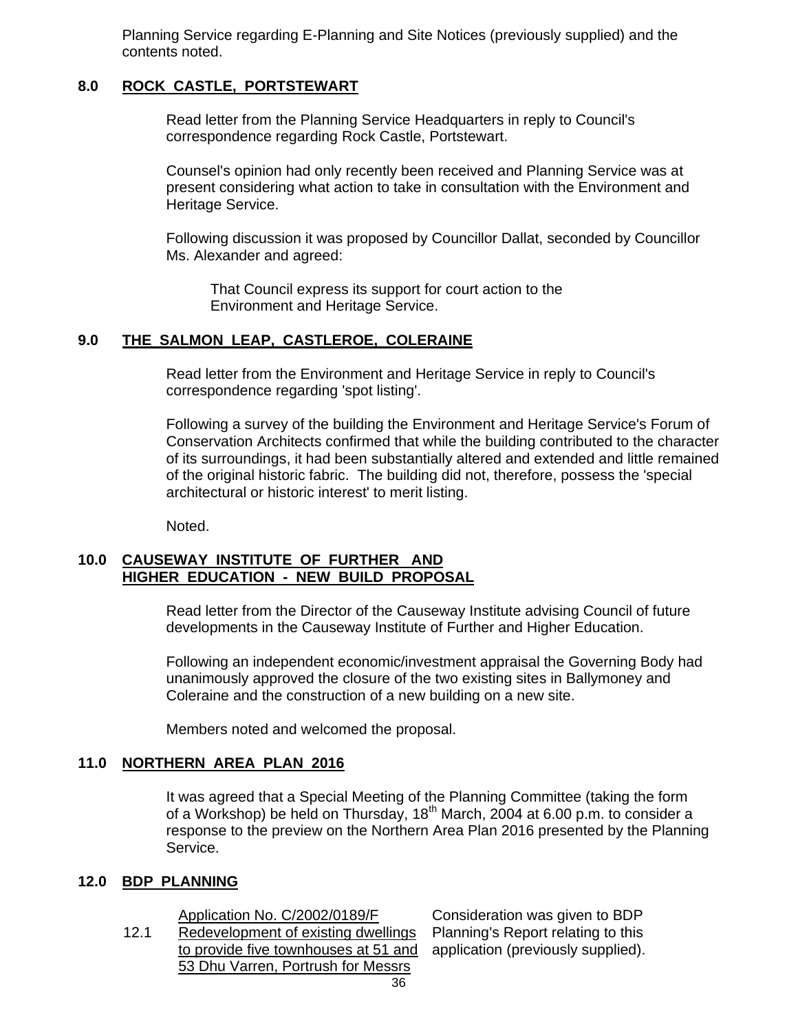Planning Service regarding E-Planning and Site Notices (previously supplied) and the contents noted.

## 8.0 ROCK CASTLE, PORTSTEWART

Read letter from the Planning Service Headquarters in reply to Council's correspondence regarding Rock Castle, Portstewart.

Counsel's opinion had only recently been received and Planning Service was at present considering what action to take in consultation with the Environment and Heritage Service.

Following discussion it was proposed by Councillor Dallat, seconded by Councillor Ms. Alexander and agreed:

> That Council express its support for court action to the Environment and Heritage Service.

## 9.0 THE SALMON LEAP, CASTLEROE, COLERAINE

Read letter from the Environment and Heritage Service in reply to Council's correspondence regarding 'spot listing'.

Following a survey of the building the Environment and Heritage Service's Forum of Conservation Architects confirmed that while the building contributed to the character of its surroundings, it had been substantially altered and extended and little remained of the original historic fabric. The building did not, therefore, possess the 'special architectural or historic interest' to merit listing.

Noted.

## 10.0 CAUSEWAY INSTITUTE OF FURTHER AND HIGHER EDUCATION - NEW BUILD PROPOSAL

Read letter from the Director of the Causeway Institute advising Council of future developments in the Causeway Institute of Further and Higher Education.

Following an independent economic/investment appraisal the Governing Body had unanimously approved the closure of the two existing sites in Ballymoney and Coleraine and the construction of a new building on a new site.

Members noted and welcomed the proposal.

## 11.0 NORTHERN AREA PLAN 2016

It was agreed that a Special Meeting of the Planning Committee (taking the form of a Workshop) be held on Thursday, 18th March, 2004 at 6.00 p.m. to consider a response to the preview on the Northern Area Plan 2016 presented by the Planning Service.

## 12.0 BDP PLANNING

12.1 Application No. C/2002/0189/F Redevelopment of existing dwellings to provide five townhouses at 51 and 53 Dhu Varren, Portrush for Messrs

Consideration was given to BDP Planning's Report relating to this application (previously supplied).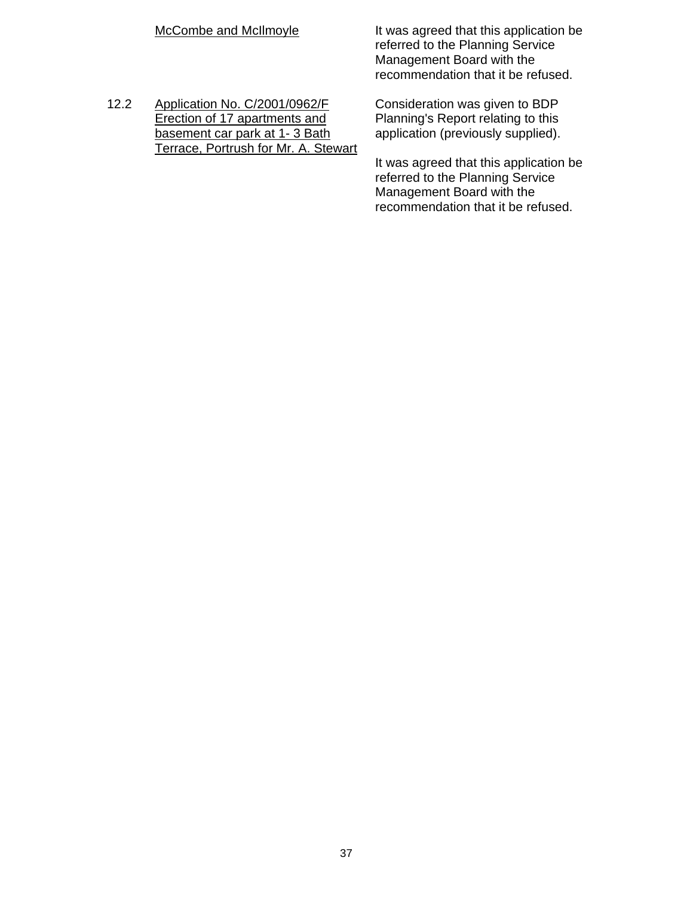McCombe and McIlmoyle

It was agreed that this application be referred to the Planning Service Management Board with the recommendation that it be refused.

12.2 Application No. C/2001/0962/F Erection of 17 apartments and basement car park at 1- 3 Bath Terrace, Portrush for Mr. A. Stewart

Consideration was given to BDP Planning's Report relating to this application (previously supplied).

It was agreed that this application be referred to the Planning Service Management Board with the recommendation that it be refused.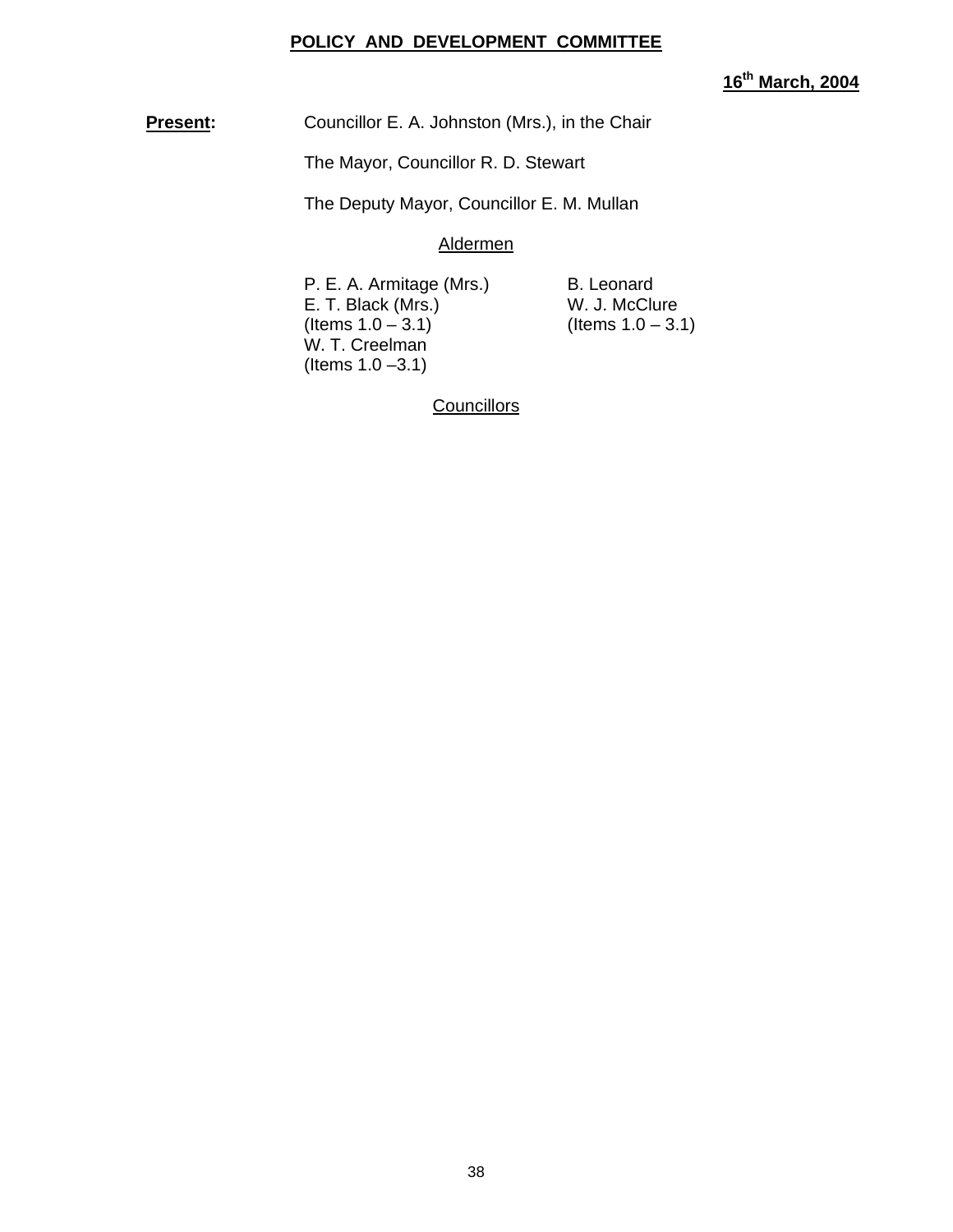**POLICY AND DEVELOPMENT COMMITTEE**

**16th March, 2004**

**Present:** Councillor E. A. Johnston (Mrs.), in the Chair

The Mayor, Councillor R. D. Stewart

The Deputy Mayor, Councillor E. M. Mullan

Aldermen

P. E. A. Armitage (Mrs.)
E. T. Black (Mrs.)
(Items 1.0 – 3.1)
W. T. Creelman
(Items 1.0 –3.1)
B. Leonard
W. J. McClure
(Items 1.0 – 3.1)

Councillors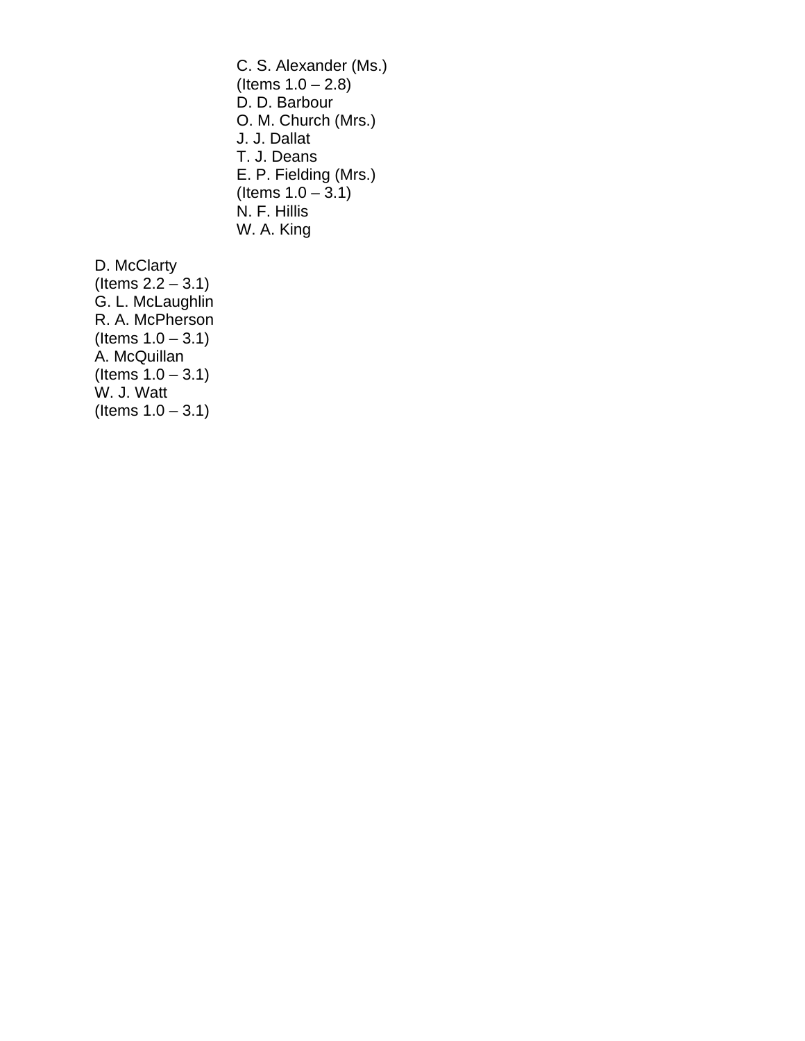C. S. Alexander (Ms.)
(Items 1.0 – 2.8)
D. D. Barbour
O. M. Church (Mrs.)
J. J. Dallat
T. J. Deans
E. P. Fielding (Mrs.)
(Items 1.0 – 3.1)
N. F. Hillis
W. A. King

D. McClarty
(Items 2.2 – 3.1)
G. L. McLaughlin
R. A. McPherson
(Items 1.0 – 3.1)
A. McQuillan
(Items 1.0 – 3.1)
W. J. Watt
(Items 1.0 – 3.1)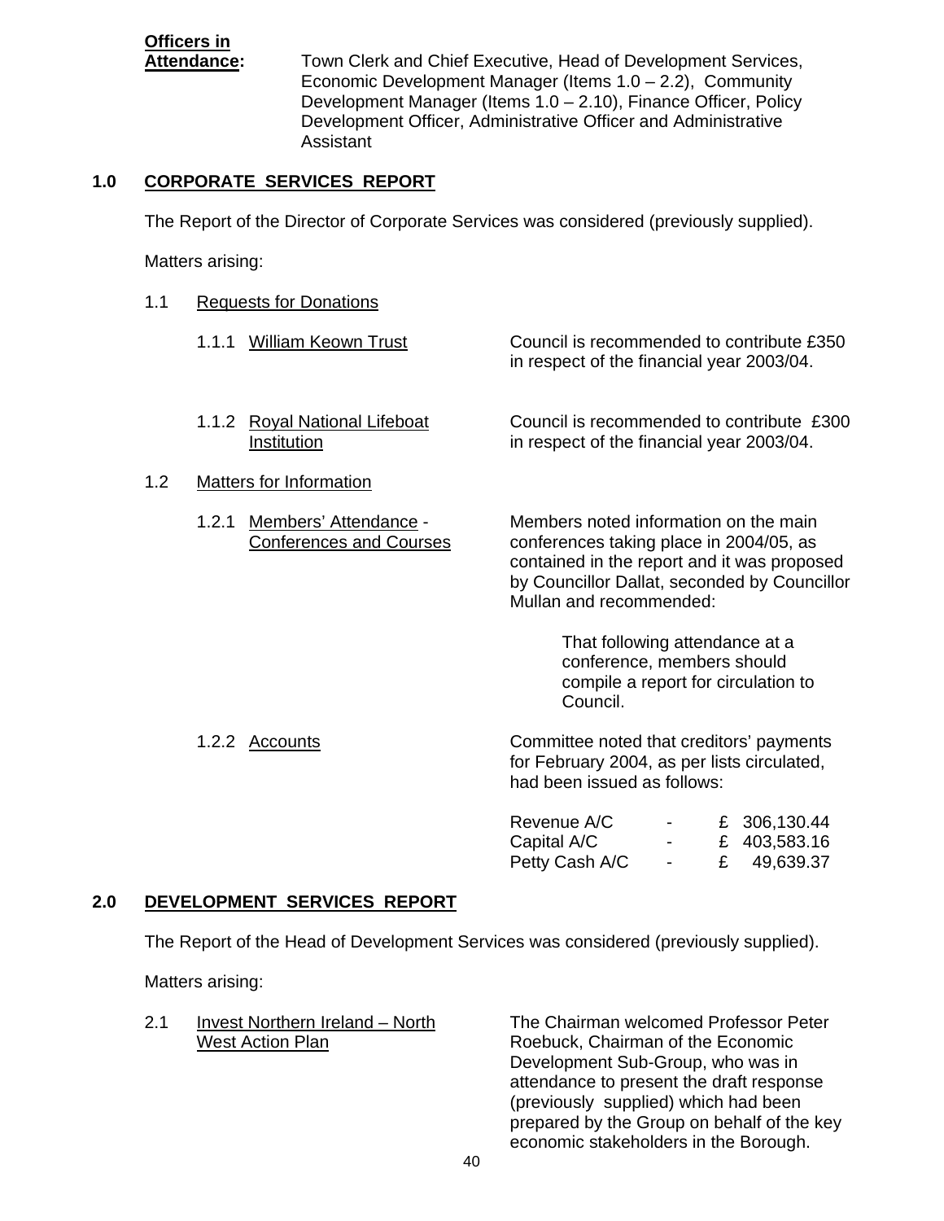**Officers in Attendance:** Town Clerk and Chief Executive, Head of Development Services, Economic Development Manager (Items 1.0 – 2.2), Community Development Manager (Items 1.0 – 2.10), Finance Officer, Policy Development Officer, Administrative Officer and Administrative Assistant

## 1.0 CORPORATE SERVICES REPORT

The Report of the Director of Corporate Services was considered (previously supplied).

Matters arising:

1.1 Requests for Donations

1.1.1 William Keown Trust

Council is recommended to contribute £350 in respect of the financial year 2003/04.

1.1.2 Royal National Lifeboat Institution

Council is recommended to contribute £300 in respect of the financial year 2003/04.

1.2 Matters for Information

1.2.1 Members' Attendance - Conferences and Courses

Members noted information on the main conferences taking place in 2004/05, as contained in the report and it was proposed by Councillor Dallat, seconded by Councillor Mullan and recommended:

> That following attendance at a conference, members should compile a report for circulation to Council.

1.2.2 Accounts

Committee noted that creditors' payments for February 2004, as per lists circulated, had been issued as follows:

| | | |
|---|---|---|
| Revenue A/C | - | £ 306,130.44 |
| Capital A/C | - | £ 403,583.16 |
| Petty Cash A/C | - | £ 49,639.37 |

## 2.0 DEVELOPMENT SERVICES REPORT

The Report of the Head of Development Services was considered (previously supplied).

Matters arising:

2.1 Invest Northern Ireland – North West Action Plan

The Chairman welcomed Professor Peter Roebuck, Chairman of the Economic Development Sub-Group, who was in attendance to present the draft response (previously supplied) which had been prepared by the Group on behalf of the key economic stakeholders in the Borough.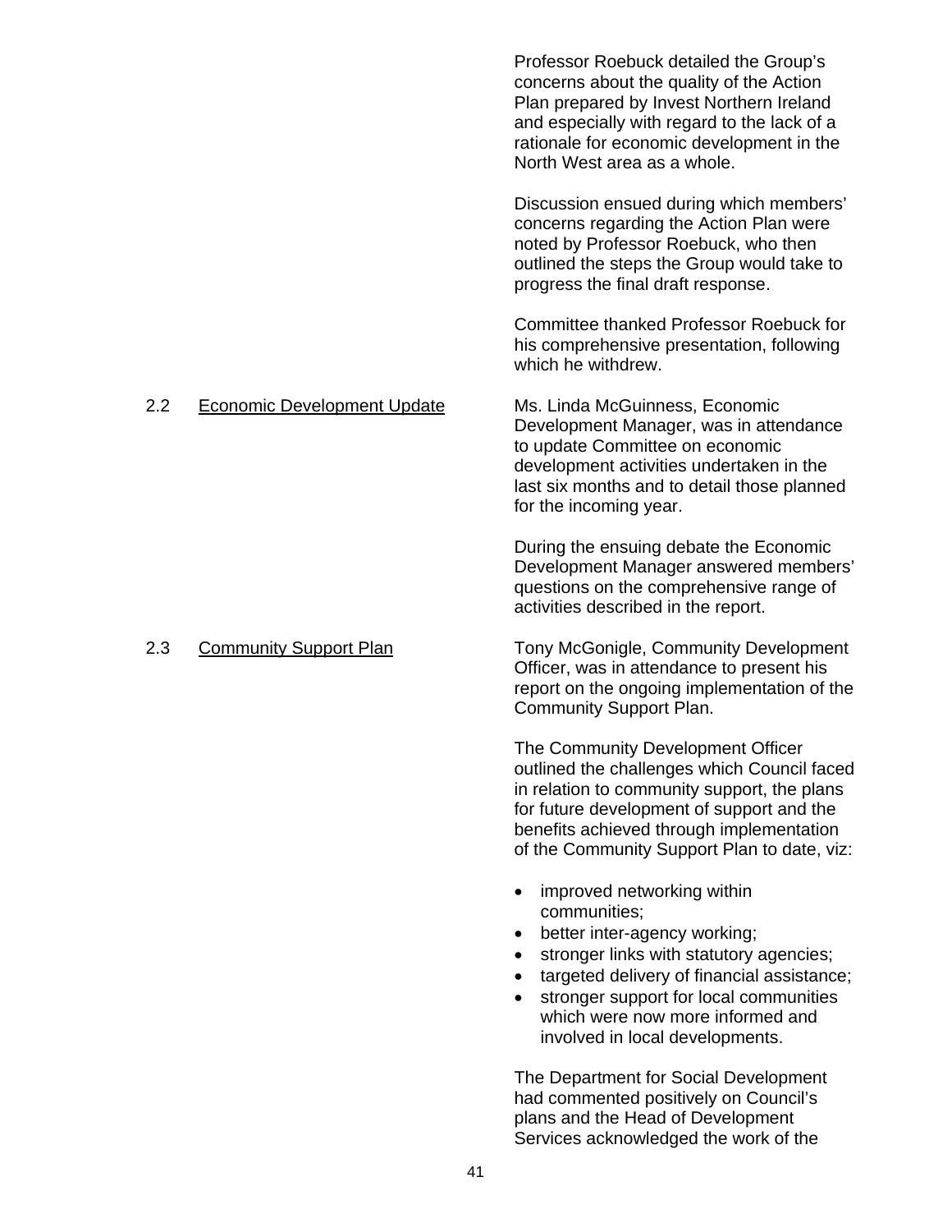Professor Roebuck detailed the Group's concerns about the quality of the Action Plan prepared by Invest Northern Ireland and especially with regard to the lack of a rationale for economic development in the North West area as a whole.

Discussion ensued during which members' concerns regarding the Action Plan were noted by Professor Roebuck, who then outlined the steps the Group would take to progress the final draft response.

Committee thanked Professor Roebuck for his comprehensive presentation, following which he withdrew.

2.2 Economic Development Update

Ms. Linda McGuinness, Economic Development Manager, was in attendance to update Committee on economic development activities undertaken in the last six months and to detail those planned for the incoming year.

During the ensuing debate the Economic Development Manager answered members' questions on the comprehensive range of activities described in the report.

2.3 Community Support Plan

Tony McGonigle, Community Development Officer, was in attendance to present his report on the ongoing implementation of the Community Support Plan.

The Community Development Officer outlined the challenges which Council faced in relation to community support, the plans for future development of support and the benefits achieved through implementation of the Community Support Plan to date, viz:

- improved networking within communities;
- better inter-agency working;
- stronger links with statutory agencies;
- targeted delivery of financial assistance;
- stronger support for local communities which were now more informed and involved in local developments.

The Department for Social Development had commented positively on Council's plans and the Head of Development Services acknowledged the work of the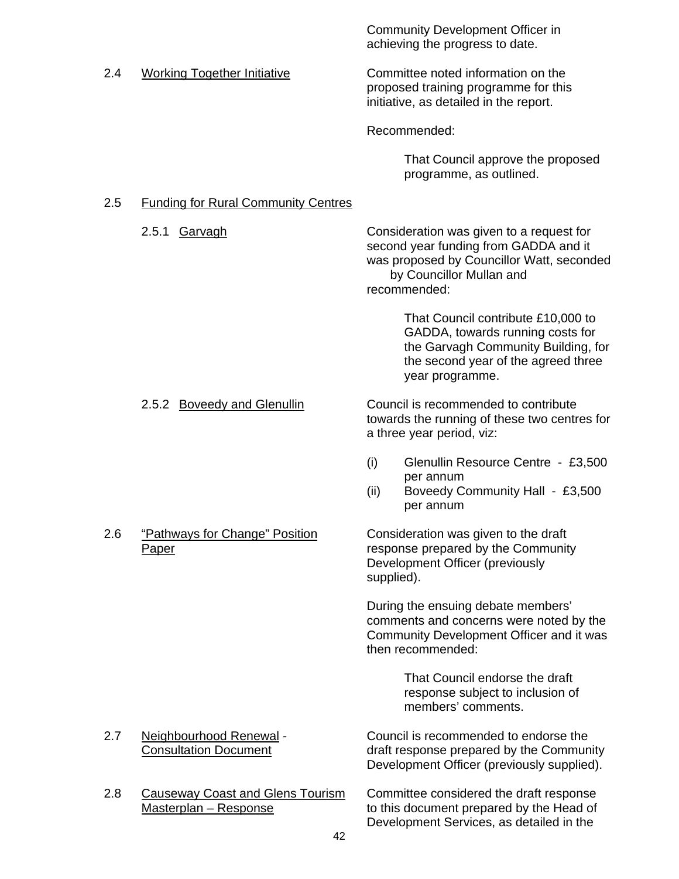Community Development Officer in achieving the progress to date.

2.4 Working Together Initiative

Committee noted information on the proposed training programme for this initiative, as detailed in the report.

Recommended:

> That Council approve the proposed programme, as outlined.

2.5 Funding for Rural Community Centres

2.5.1 Garvagh

Consideration was given to a request for second year funding from GADDA and it was proposed by Councillor Watt, seconded by Councillor Mullan and recommended:

> That Council contribute £10,000 to GADDA, towards running costs for the Garvagh Community Building, for the second year of the agreed three year programme.

2.5.2 Boveedy and Glenullin

Council is recommended to contribute towards the running of these two centres for a three year period, viz:

(i) Glenullin Resource Centre - £3,500 per annum
(ii) Boveedy Community Hall - £3,500 per annum

2.6 "Pathways for Change" Position Paper

Consideration was given to the draft response prepared by the Community Development Officer (previously supplied).

During the ensuing debate members' comments and concerns were noted by the Community Development Officer and it was then recommended:

> That Council endorse the draft response subject to inclusion of members' comments.

2.7 Neighbourhood Renewal - Consultation Document

Council is recommended to endorse the draft response prepared by the Community Development Officer (previously supplied).

2.8 Causeway Coast and Glens Tourism Masterplan – Response

Committee considered the draft response to this document prepared by the Head of Development Services, as detailed in the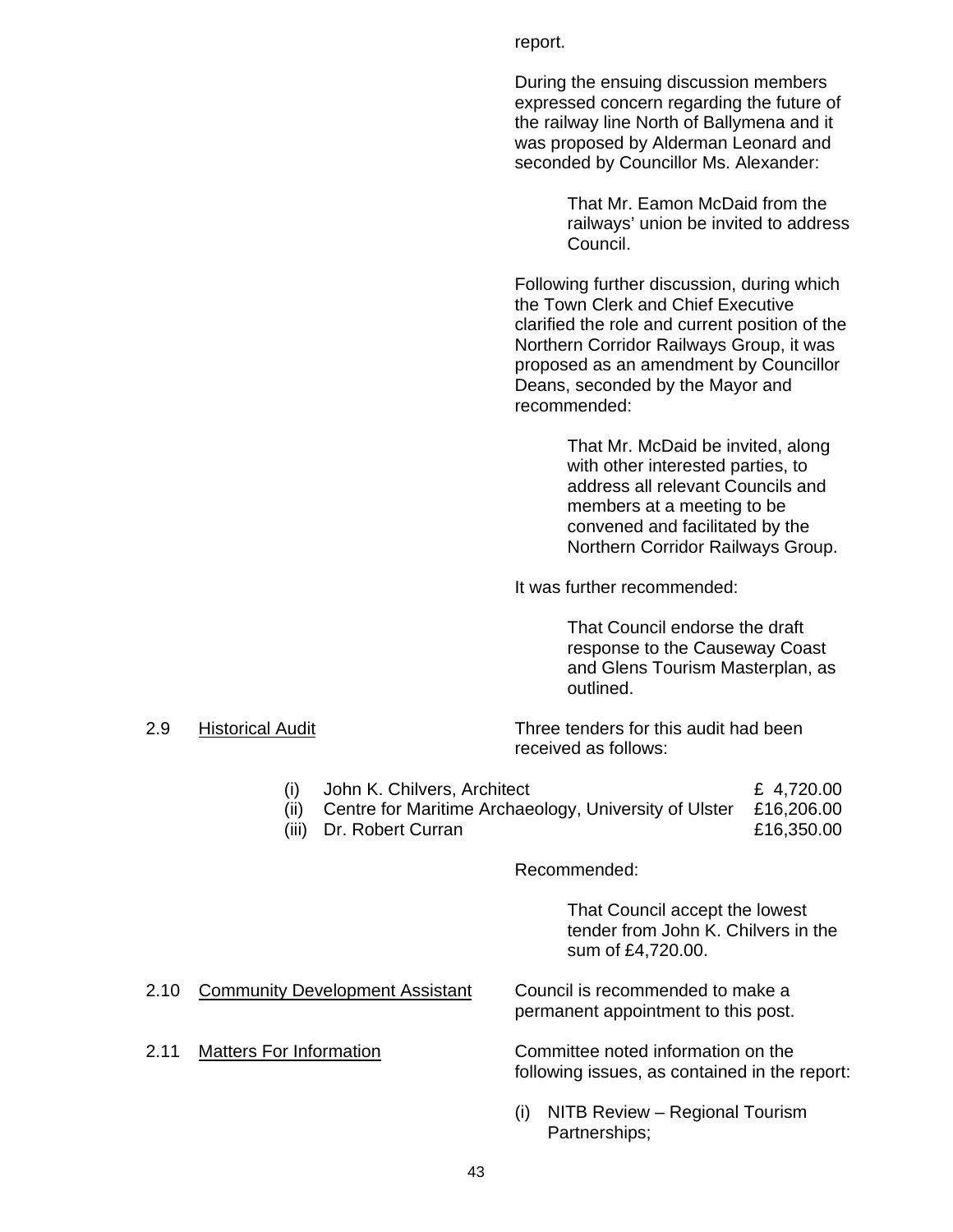report.

During the ensuing discussion members expressed concern regarding the future of the railway line North of Ballymena and it was proposed by Alderman Leonard and seconded by Councillor Ms. Alexander:

> That Mr. Eamon McDaid from the railways' union be invited to address Council.

Following further discussion, during which the Town Clerk and Chief Executive clarified the role and current position of the Northern Corridor Railways Group, it was proposed as an amendment by Councillor Deans, seconded by the Mayor and recommended:

> That Mr. McDaid be invited, along with other interested parties, to address all relevant Councils and members at a meeting to be convened and facilitated by the Northern Corridor Railways Group.

It was further recommended:

> That Council endorse the draft response to the Causeway Coast and Glens Tourism Masterplan, as outlined.

2.9 Historical Audit

Three tenders for this audit had been received as follows:

| | | |
|---|---|---|
| (i) | John K. Chilvers, Architect | £ 4,720.00 |
| (ii) | Centre for Maritime Archaeology, University of Ulster | £16,206.00 |
| (iii) | Dr. Robert Curran | £16,350.00 |

Recommended:

> That Council accept the lowest tender from John K. Chilvers in the sum of £4,720.00.

2.10 Community Development Assistant

Council is recommended to make a permanent appointment to this post.

2.11 Matters For Information

Committee noted information on the following issues, as contained in the report:

(i) NITB Review – Regional Tourism Partnerships;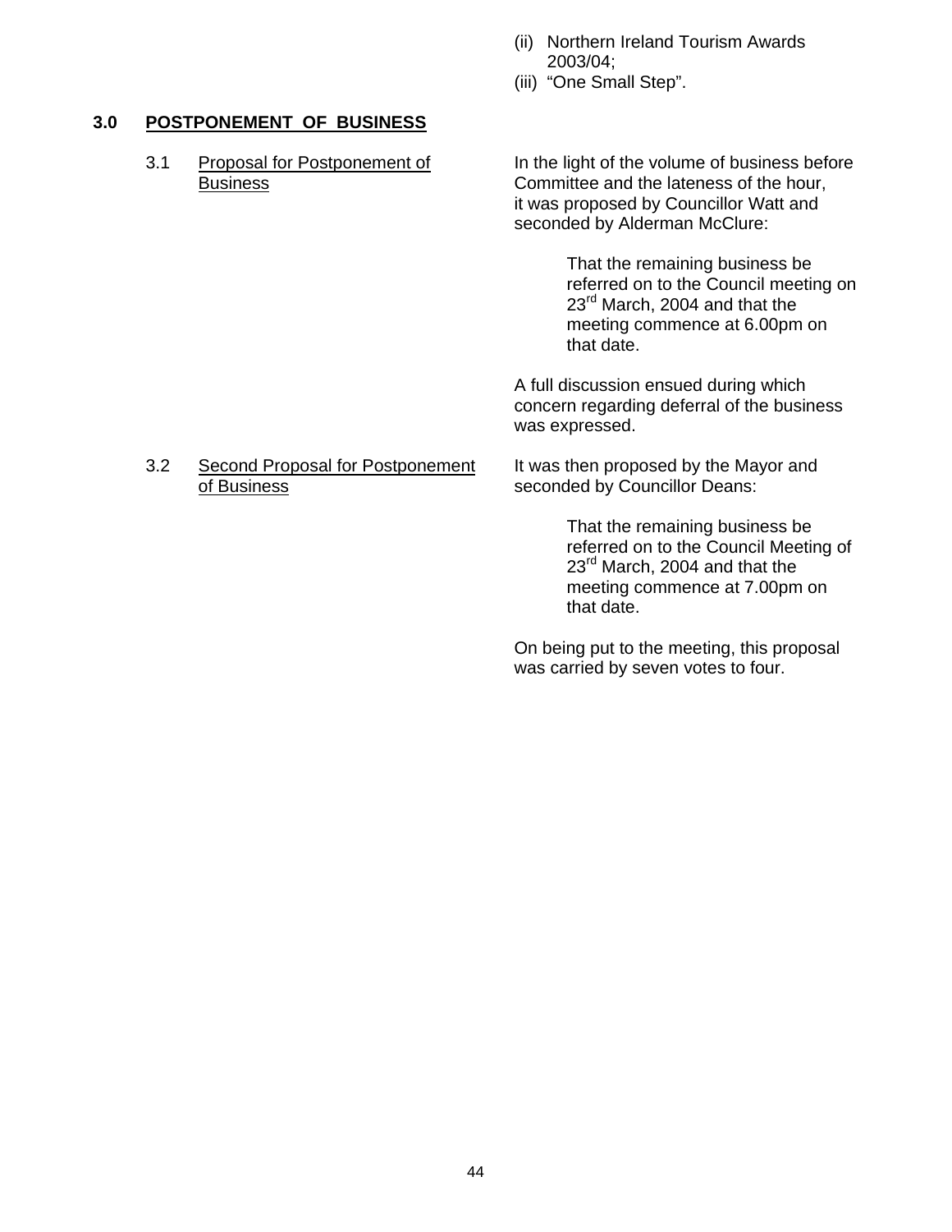(ii) Northern Ireland Tourism Awards 2003/04;
(iii) "One Small Step".

## 3.0 POSTPONEMENT OF BUSINESS

3.1 Proposal for Postponement of Business

In the light of the volume of business before Committee and the lateness of the hour, it was proposed by Councillor Watt and seconded by Alderman McClure:

> That the remaining business be referred on to the Council meeting on 23rd March, 2004 and that the meeting commence at 6.00pm on that date.

A full discussion ensued during which concern regarding deferral of the business was expressed.

3.2 Second Proposal for Postponement of Business

It was then proposed by the Mayor and seconded by Councillor Deans:

> That the remaining business be referred on to the Council Meeting of 23rd March, 2004 and that the meeting commence at 7.00pm on that date.

On being put to the meeting, this proposal was carried by seven votes to four.